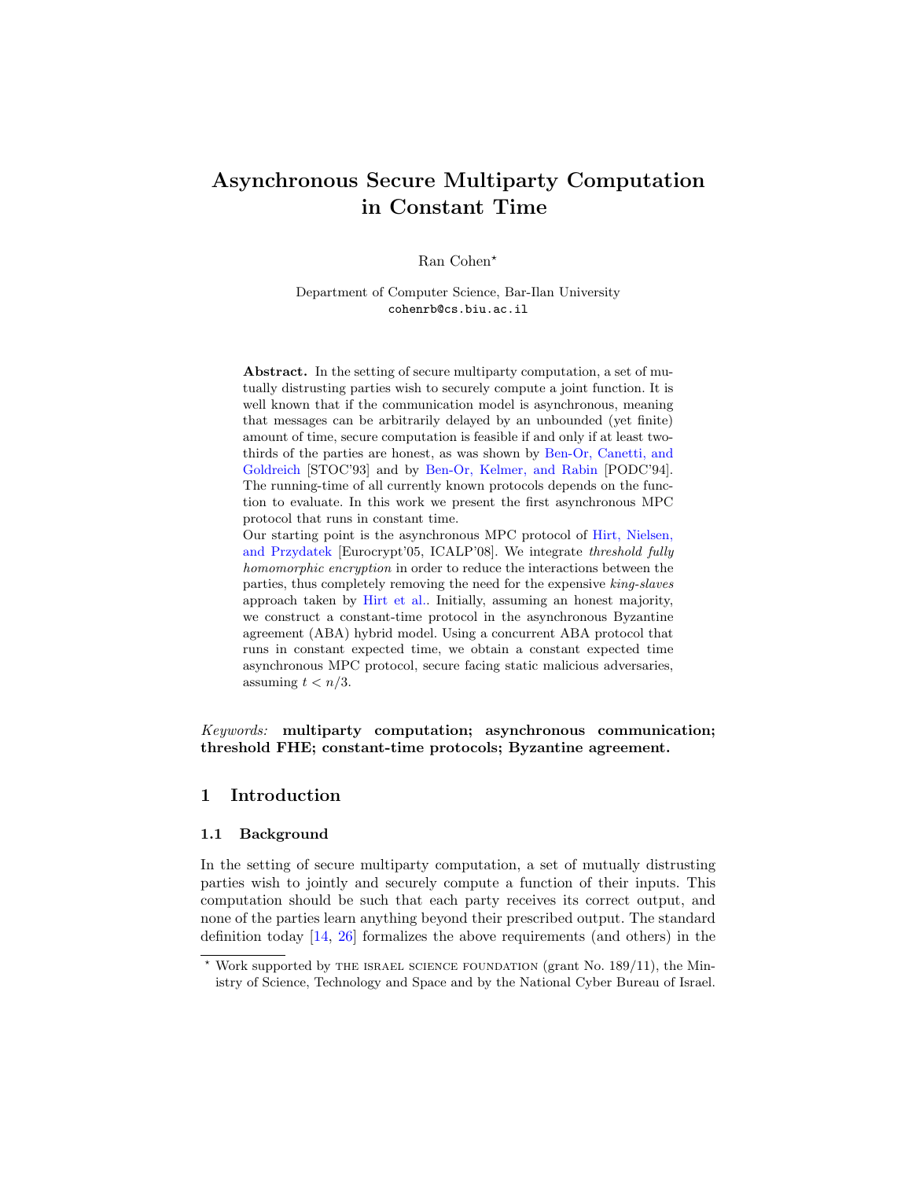# Asynchronous Secure Multiparty Computation in Constant Time

Ran Cohen[⋆]

Department of Computer Science, Bar-Ilan University
cohenrb@cs.biu.ac.il

**Abstract.** In the setting of secure multiparty computation, a set of mutually distrusting parties wish to securely compute a joint function. It is well known that if the communication model is asynchronous, meaning that messages can be arbitrarily delayed by an unbounded (yet finite) amount of time, secure computation is feasible if and only if at least two-thirds of the parties are honest, as was shown by Ben-Or, Canetti, and Goldreich [STOC'93] and by Ben-Or, Kelmer, and Rabin [PODC'94]. The running-time of all currently known protocols depends on the function to evaluate. In this work we present the first asynchronous MPC protocol that runs in constant time.

Our starting point is the asynchronous MPC protocol of Hirt, Nielsen, and Przydatek [Eurocrypt'05, ICALP'08]. We integrate *threshold fully homomorphic encryption* in order to reduce the interactions between the parties, thus completely removing the need for the expensive *king-slaves* approach taken by Hirt et al.. Initially, assuming an honest majority, we construct a constant-time protocol in the asynchronous Byzantine agreement (ABA) hybrid model. Using a concurrent ABA protocol that runs in constant expected time, we obtain a constant expected time asynchronous MPC protocol, secure facing static malicious adversaries, assuming $t < n/3$.

*Keywords:* **multiparty computation; asynchronous communication; threshold FHE; constant-time protocols; Byzantine agreement.**

## 1 Introduction

### 1.1 Background

In the setting of secure multiparty computation, a set of mutually distrusting parties wish to jointly and securely compute a function of their inputs. This computation should be such that each party receives its correct output, and none of the parties learn anything beyond their prescribed output. The standard definition today [14, 26] formalizes the above requirements (and others) in the

[⋆] Work supported by THE ISRAEL SCIENCE FOUNDATION (grant No. 189/11), the Ministry of Science, Technology and Space and by the National Cyber Bureau of Israel.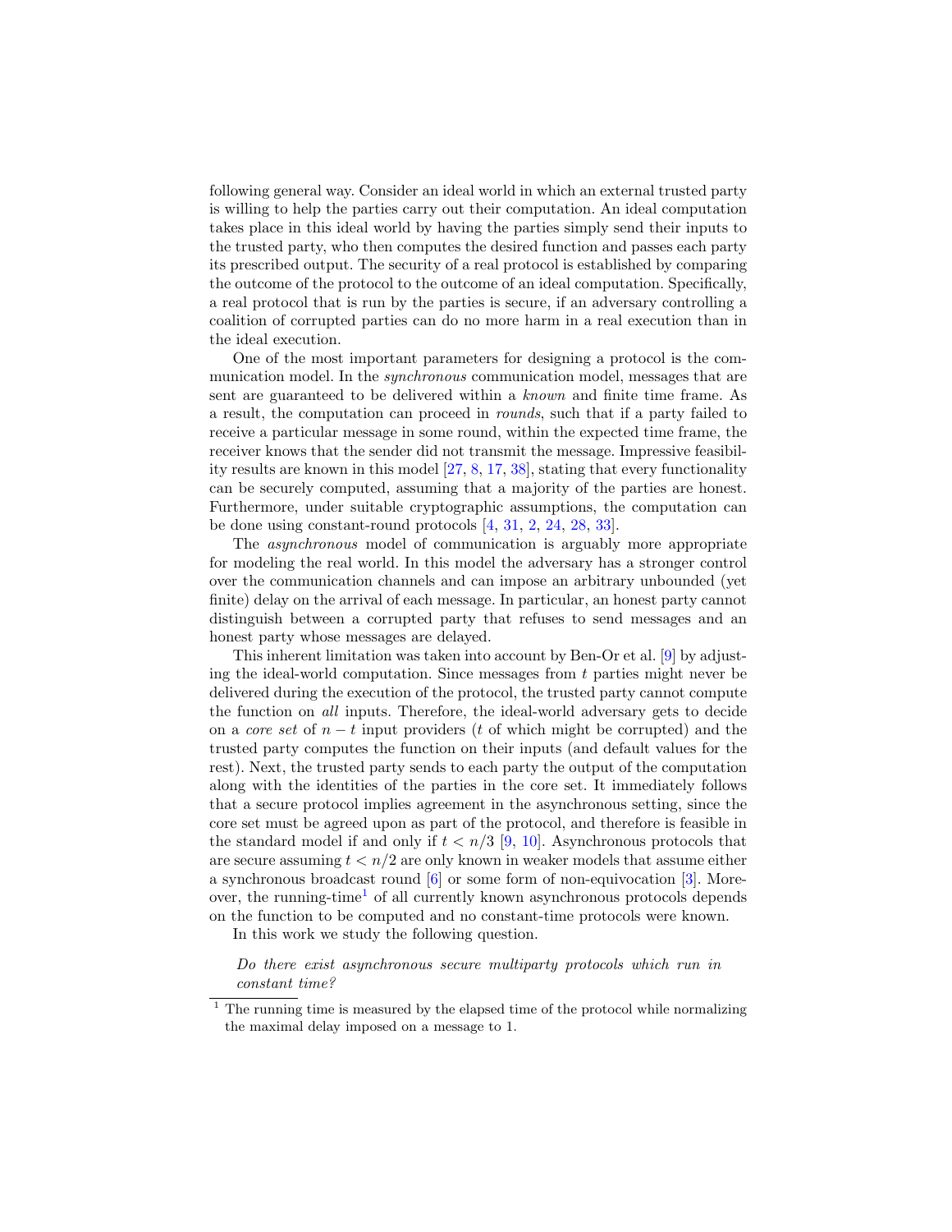following general way. Consider an ideal world in which an external trusted party is willing to help the parties carry out their computation. An ideal computation takes place in this ideal world by having the parties simply send their inputs to the trusted party, who then computes the desired function and passes each party its prescribed output. The security of a real protocol is established by comparing the outcome of the protocol to the outcome of an ideal computation. Specifically, a real protocol that is run by the parties is secure, if an adversary controlling a coalition of corrupted parties can do no more harm in a real execution than in the ideal execution.

One of the most important parameters for designing a protocol is the communication model. In the *synchronous* communication model, messages that are sent are guaranteed to be delivered within a *known* and finite time frame. As a result, the computation can proceed in *rounds*, such that if a party failed to receive a particular message in some round, within the expected time frame, the receiver knows that the sender did not transmit the message. Impressive feasibility results are known in this model [27, 8, 17, 38], stating that every functionality can be securely computed, assuming that a majority of the parties are honest. Furthermore, under suitable cryptographic assumptions, the computation can be done using constant-round protocols [4, 31, 2, 24, 28, 33].

The *asynchronous* model of communication is arguably more appropriate for modeling the real world. In this model the adversary has a stronger control over the communication channels and can impose an arbitrary unbounded (yet finite) delay on the arrival of each message. In particular, an honest party cannot distinguish between a corrupted party that refuses to send messages and an honest party whose messages are delayed.

This inherent limitation was taken into account by Ben-Or et al. [9] by adjusting the ideal-world computation. Since messages from $t$ parties might never be delivered during the execution of the protocol, the trusted party cannot compute the function on *all* inputs. Therefore, the ideal-world adversary gets to decide on a *core set* of $n - t$ input providers ($t$ of which might be corrupted) and the trusted party computes the function on their inputs (and default values for the rest). Next, the trusted party sends to each party the output of the computation along with the identities of the parties in the core set. It immediately follows that a secure protocol implies agreement in the asynchronous setting, since the core set must be agreed upon as part of the protocol, and therefore is feasible in the standard model if and only if $t < n/3$ [9, 10]. Asynchronous protocols that are secure assuming $t < n/2$ are only known in weaker models that assume either a synchronous broadcast round [6] or some form of non-equivocation [3]. Moreover, the running-time[1] of all currently known asynchronous protocols depends on the function to be computed and no constant-time protocols were known.

In this work we study the following question.

*Do there exist asynchronous secure multiparty protocols which run in constant time?*

[1] The running time is measured by the elapsed time of the protocol while normalizing the maximal delay imposed on a message to 1.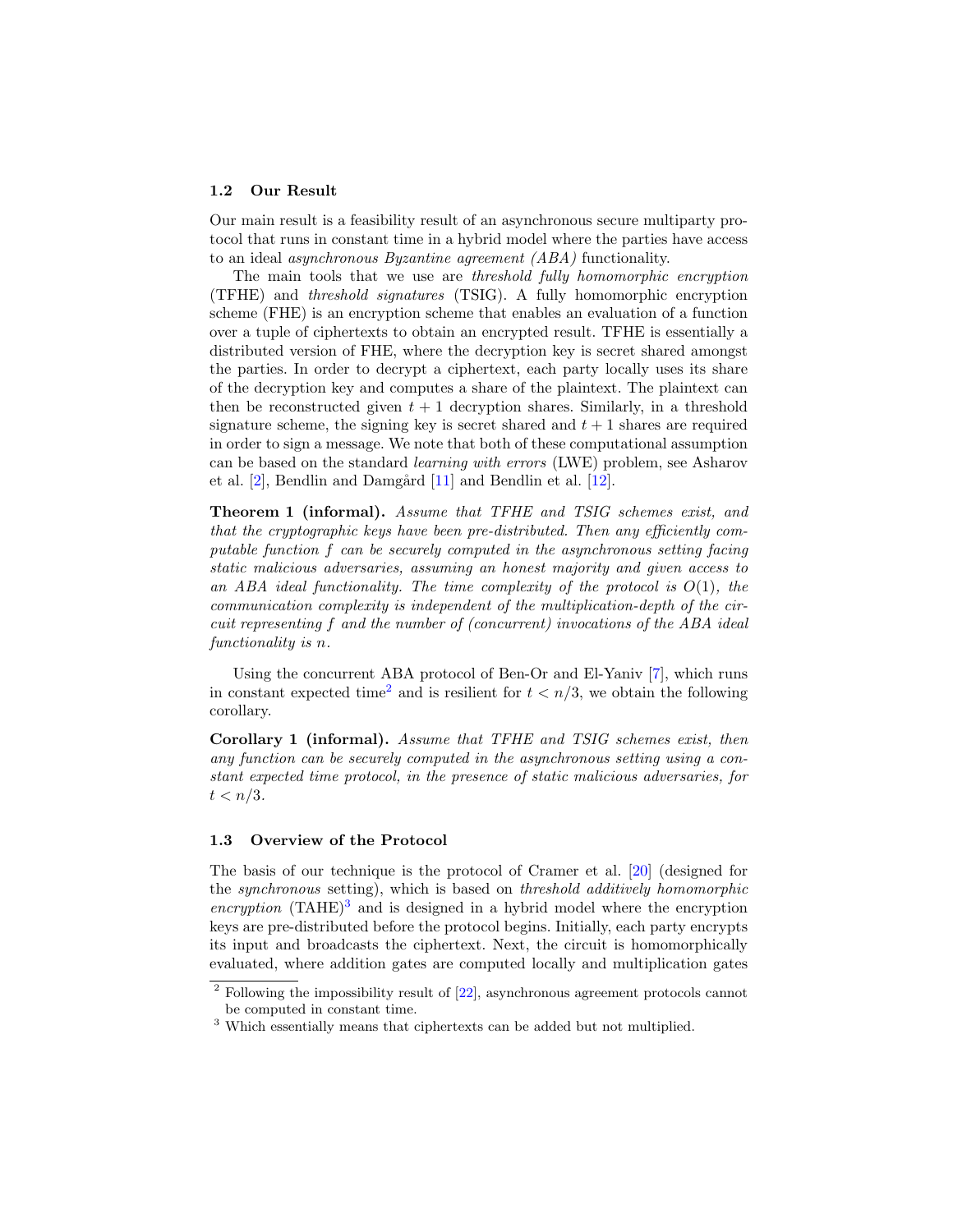### 1.2 Our Result

Our main result is a feasibility result of an asynchronous secure multiparty protocol that runs in constant time in a hybrid model where the parties have access to an ideal *asynchronous Byzantine agreement (ABA)* functionality.

The main tools that we use are *threshold fully homomorphic encryption* (TFHE) and *threshold signatures* (TSIG). A fully homomorphic encryption scheme (FHE) is an encryption scheme that enables an evaluation of a function over a tuple of ciphertexts to obtain an encrypted result. TFHE is essentially a distributed version of FHE, where the decryption key is secret shared amongst the parties. In order to decrypt a ciphertext, each party locally uses its share of the decryption key and computes a share of the plaintext. The plaintext can then be reconstructed given $t + 1$ decryption shares. Similarly, in a threshold signature scheme, the signing key is secret shared and $t + 1$ shares are required in order to sign a message. We note that both of these computational assumption can be based on the standard *learning with errors* (LWE) problem, see Asharov et al. [2], Bendlin and Damgård [11] and Bendlin et al. [12].

**Theorem 1 (informal).** *Assume that TFHE and TSIG schemes exist, and that the cryptographic keys have been pre-distributed. Then any efficiently computable function $f$ can be securely computed in the asynchronous setting facing static malicious adversaries, assuming an honest majority and given access to an ABA ideal functionality. The time complexity of the protocol is $O(1)$, the communication complexity is independent of the multiplication-depth of the circuit representing $f$ and the number of (concurrent) invocations of the ABA ideal functionality is $n$.*

Using the concurrent ABA protocol of Ben-Or and El-Yaniv [7], which runs in constant expected time[2] and is resilient for $t < n/3$, we obtain the following corollary.

**Corollary 1 (informal).** *Assume that TFHE and TSIG schemes exist, then any function can be securely computed in the asynchronous setting using a constant expected time protocol, in the presence of static malicious adversaries, for $t < n/3$.*

### 1.3 Overview of the Protocol

The basis of our technique is the protocol of Cramer et al. [20] (designed for the *synchronous* setting), which is based on *threshold additively homomorphic encryption* (TAHE)[3] and is designed in a hybrid model where the encryption keys are pre-distributed before the protocol begins. Initially, each party encrypts its input and broadcasts the ciphertext. Next, the circuit is homomorphically evaluated, where addition gates are computed locally and multiplication gates

[2] Following the impossibility result of [22], asynchronous agreement protocols cannot be computed in constant time.

[3] Which essentially means that ciphertexts can be added but not multiplied.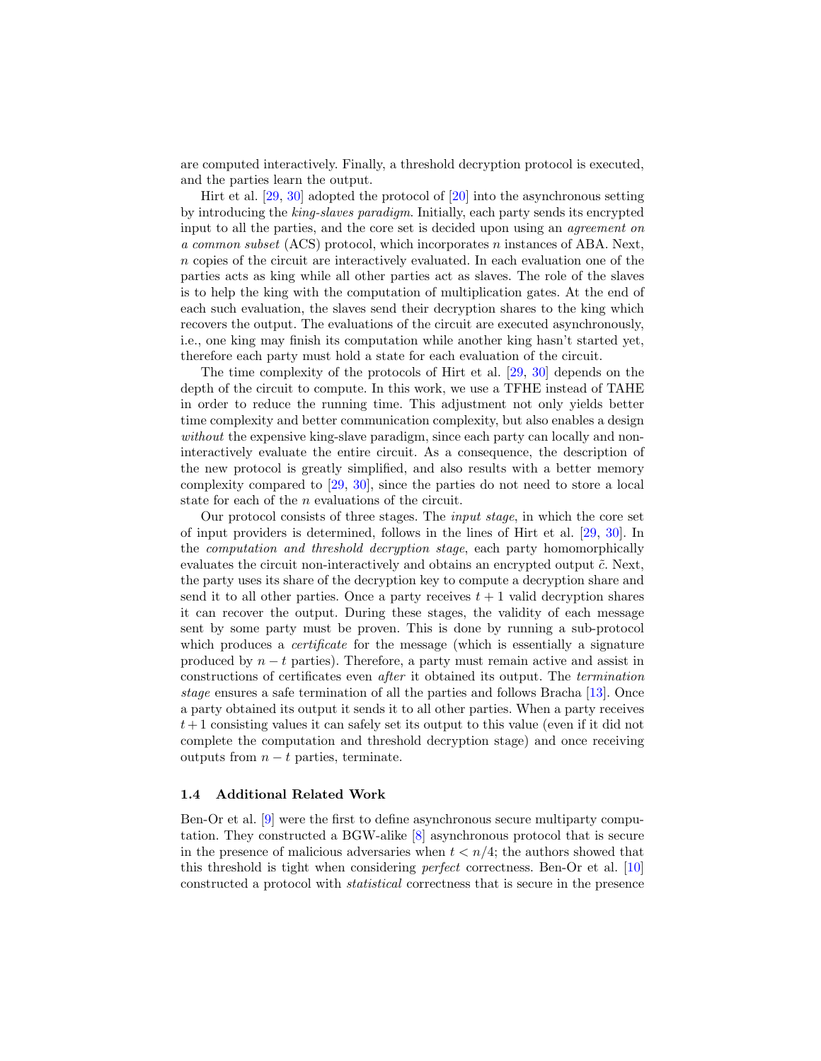are computed interactively. Finally, a threshold decryption protocol is executed, and the parties learn the output.

Hirt et al. [29, 30] adopted the protocol of [20] into the asynchronous setting by introducing the *king-slaves paradigm*. Initially, each party sends its encrypted input to all the parties, and the core set is decided upon using an *agreement on a common subset* (ACS) protocol, which incorporates $n$ instances of ABA. Next, $n$ copies of the circuit are interactively evaluated. In each evaluation one of the parties acts as king while all other parties act as slaves. The role of the slaves is to help the king with the computation of multiplication gates. At the end of each such evaluation, the slaves send their decryption shares to the king which recovers the output. The evaluations of the circuit are executed asynchronously, i.e., one king may finish its computation while another king hasn't started yet, therefore each party must hold a state for each evaluation of the circuit.

The time complexity of the protocols of Hirt et al. [29, 30] depends on the depth of the circuit to compute. In this work, we use a TFHE instead of TAHE in order to reduce the running time. This adjustment not only yields better time complexity and better communication complexity, but also enables a design *without* the expensive king-slave paradigm, since each party can locally and non-interactively evaluate the entire circuit. As a consequence, the description of the new protocol is greatly simplified, and also results with a better memory complexity compared to [29, 30], since the parties do not need to store a local state for each of the $n$ evaluations of the circuit.

Our protocol consists of three stages. The *input stage*, in which the core set of input providers is determined, follows in the lines of Hirt et al. [29, 30]. In the *computation and threshold decryption stage*, each party homomorphically evaluates the circuit non-interactively and obtains an encrypted output $\tilde{c}$. Next, the party uses its share of the decryption key to compute a decryption share and send it to all other parties. Once a party receives $t+1$ valid decryption shares it can recover the output. During these stages, the validity of each message sent by some party must be proven. This is done by running a sub-protocol which produces a *certificate* for the message (which is essentially a signature produced by $n-t$ parties). Therefore, a party must remain active and assist in constructions of certificates even *after* it obtained its output. The *termination stage* ensures a safe termination of all the parties and follows Bracha [13]. Once a party obtained its output it sends it to all other parties. When a party receives $t+1$ consisting values it can safely set its output to this value (even if it did not complete the computation and threshold decryption stage) and once receiving outputs from $n-t$ parties, terminate.

### 1.4 Additional Related Work

Ben-Or et al. [9] were the first to define asynchronous secure multiparty computation. They constructed a BGW-alike [8] asynchronous protocol that is secure in the presence of malicious adversaries when $t < n/4$; the authors showed that this threshold is tight when considering *perfect* correctness. Ben-Or et al. [10] constructed a protocol with *statistical* correctness that is secure in the presence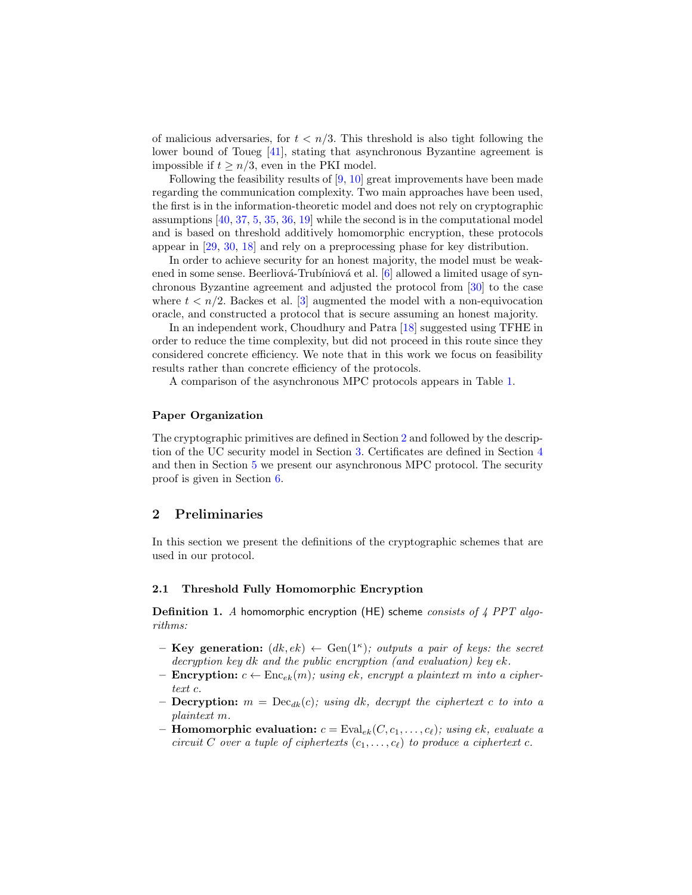of malicious adversaries, for $t < n/3$. This threshold is also tight following the lower bound of Toueg [41], stating that asynchronous Byzantine agreement is impossible if $t \geq n/3$, even in the PKI model.

Following the feasibility results of [9, 10] great improvements have been made regarding the communication complexity. Two main approaches have been used, the first is in the information-theoretic model and does not rely on cryptographic assumptions [40, 37, 5, 35, 36, 19] while the second is in the computational model and is based on threshold additively homomorphic encryption, these protocols appear in [29, 30, 18] and rely on a preprocessing phase for key distribution.

In order to achieve security for an honest majority, the model must be weakened in some sense. Beerliová-Trubíniová et al. [6] allowed a limited usage of synchronous Byzantine agreement and adjusted the protocol from [30] to the case where $t < n/2$. Backes et al. [3] augmented the model with a non-equivocation oracle, and constructed a protocol that is secure assuming an honest majority.

In an independent work, Choudhury and Patra [18] suggested using TFHE in order to reduce the time complexity, but did not proceed in this route since they considered concrete efficiency. We note that in this work we focus on feasibility results rather than concrete efficiency of the protocols.

A comparison of the asynchronous MPC protocols appears in Table 1.

### Paper Organization

The cryptographic primitives are defined in Section 2 and followed by the description of the UC security model in Section 3. Certificates are defined in Section 4 and then in Section 5 we present our asynchronous MPC protocol. The security proof is given in Section 6.

## 2 Preliminaries

In this section we present the definitions of the cryptographic schemes that are used in our protocol.

### 2.1 Threshold Fully Homomorphic Encryption

**Definition 1.** *A* homomorphic encryption (HE) scheme *consists of 4 PPT algorithms:*

- **Key generation:** $(dk, ek) \leftarrow \mathrm{Gen}(1^\kappa)$*; outputs a pair of keys: the secret decryption key* $dk$ *and the public encryption (and evaluation) key* $ek$*.*
- **Encryption:** $c \leftarrow \mathrm{Enc}_{ek}(m)$*; using* $ek$*, encrypt a plaintext* $m$ *into a ciphertext* $c$*.*
- **Decryption:** $m = \mathrm{Dec}_{dk}(c)$*; using* $dk$*, decrypt the ciphertext* $c$ *to into a plaintext* $m$*.*
- **Homomorphic evaluation:** $c = \mathrm{Eval}_{ek}(C, c_1, \ldots, c_\ell)$*; using* $ek$*, evaluate a circuit* $C$ *over a tuple of ciphertexts* $(c_1, \ldots, c_\ell)$ *to produce a ciphertext* $c$*.*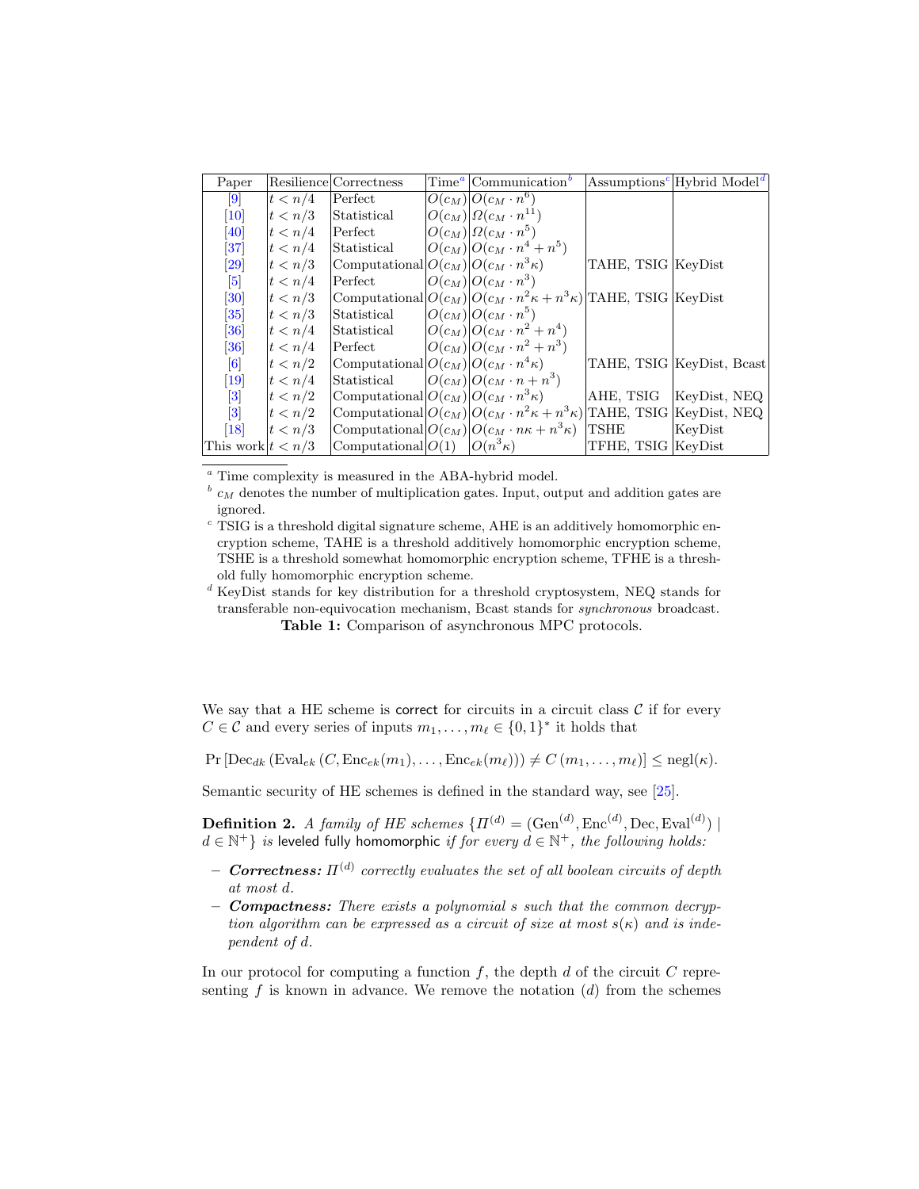| Paper | Resilience | Correctness | Time[a] | Communication[b] | Assumptions[c] | Hybrid Model[d] |
|---|---|---|---|---|---|---|
| [9] | $t < n/4$ | Perfect | $O(c_M)$ | $O(c_M \cdot n^6)$ | | |
| [10] | $t < n/3$ | Statistical | $O(c_M)$ | $\Omega(c_M \cdot n^{11})$ | | |
| [40] | $t < n/4$ | Perfect | $O(c_M)$ | $\Omega(c_M \cdot n^5)$ | | |
| [37] | $t < n/4$ | Statistical | $O(c_M)$ | $O(c_M \cdot n^4 + n^5)$ | | |
| [29] | $t < n/3$ | Computational | $O(c_M)$ | $O(c_M \cdot n^3 \kappa)$ | TAHE, TSIG | KeyDist |
| [5] | $t < n/4$ | Perfect | $O(c_M)$ | $O(c_M \cdot n^3)$ | | |
| [30] | $t < n/3$ | Computational | $O(c_M)$ | $O(c_M \cdot n^2 \kappa + n^3 \kappa)$ | TAHE, TSIG | KeyDist |
| [35] | $t < n/3$ | Statistical | $O(c_M)$ | $O(c_M \cdot n^5)$ | | |
| [36] | $t < n/4$ | Statistical | $O(c_M)$ | $O(c_M \cdot n^2 + n^4)$ | | |
| [36] | $t < n/4$ | Perfect | $O(c_M)$ | $O(c_M \cdot n^2 + n^3)$ | | |
| [6] | $t < n/2$ | Computational | $O(c_M)$ | $O(c_M \cdot n^4 \kappa)$ | TAHE, TSIG | KeyDist, Bcast |
| [19] | $t < n/4$ | Statistical | $O(c_M)$ | $O(c_M \cdot n + n^3)$ | | |
| [3] | $t < n/2$ | Computational | $O(c_M)$ | $O(c_M \cdot n^3 \kappa)$ | AHE, TSIG | KeyDist, NEQ |
| [3] | $t < n/2$ | Computational | $O(c_M)$ | $O(c_M \cdot n^2 \kappa + n^3 \kappa)$ | TAHE, TSIG | KeyDist, NEQ |
| [18] | $t < n/3$ | Computational | $O(c_M)$ | $O(c_M \cdot n \kappa + n^3 \kappa)$ | TSHE | KeyDist |
| This work | $t < n/3$ | Computational | $O(1)$ | $O(n^3 \kappa)$ | TFHE, TSIG | KeyDist |

[a] Time complexity is measured in the ABA-hybrid model.

[b] $c_M$ denotes the number of multiplication gates. Input, output and addition gates are ignored.

[c] TSIG is a threshold digital signature scheme, AHE is an additively homomorphic encryption scheme, TAHE is a threshold additively homomorphic encryption scheme, TSHE is a threshold somewhat homomorphic encryption scheme, TFHE is a threshold fully homomorphic encryption scheme.

[d] KeyDist stands for key distribution for a threshold cryptosystem, NEQ stands for transferable non-equivocation mechanism, Bcast stands for *synchronous* broadcast.

**Table 1:** Comparison of asynchronous MPC protocols.

We say that a HE scheme is correct for circuits in a circuit class $\mathcal{C}$ if for every $C \in \mathcal{C}$ and every series of inputs $m_1, \ldots, m_\ell \in \{0,1\}^*$ it holds that

$$\Pr\left[\mathrm{Dec}_{dk}\left(\mathrm{Eval}_{ek}\left(C, \mathrm{Enc}_{ek}(m_1), \ldots, \mathrm{Enc}_{ek}(m_\ell)\right)\right) \neq C\left(m_1, \ldots, m_\ell\right)\right] \leq \mathrm{negl}(\kappa).$$

Semantic security of HE schemes is defined in the standard way, see [25].

**Definition 2.** *A family of HE schemes $\{\Pi^{(d)} = (\mathrm{Gen}^{(d)}, \mathrm{Enc}^{(d)}, \mathrm{Dec}, \mathrm{Eval}^{(d)}) \mid d \in \mathbb{N}^+\}$ is* leveled fully homomorphic *if for every $d \in \mathbb{N}^+$, the following holds:*

- ***Correctness:*** *$\Pi^{(d)}$ correctly evaluates the set of all boolean circuits of depth at most $d$.*
- ***Compactness:*** *There exists a polynomial $s$ such that the common decryption algorithm can be expressed as a circuit of size at most $s(\kappa)$ and is independent of $d$.*

In our protocol for computing a function $f$, the depth $d$ of the circuit $C$ representing $f$ is known in advance. We remove the notation $(d)$ from the schemes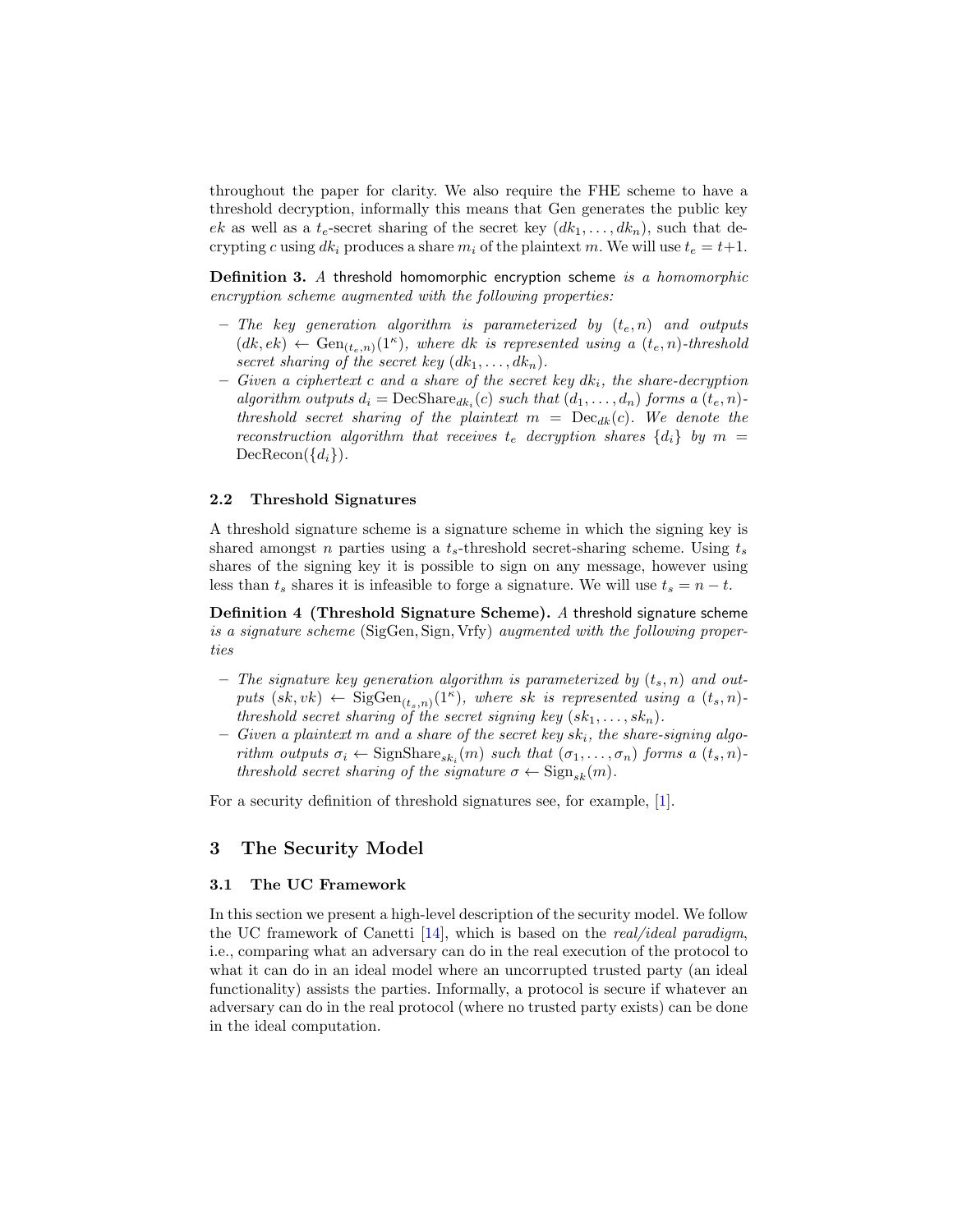throughout the paper for clarity. We also require the FHE scheme to have a threshold decryption, informally this means that Gen generates the public key $ek$ as well as a $t_e$-secret sharing of the secret key $(dk_1, \ldots, dk_n)$, such that decrypting $c$ using $dk_i$ produces a share $m_i$ of the plaintext $m$. We will use $t_e = t+1$.

**Definition 3.** *A* threshold homomorphic encryption scheme *is a homomorphic encryption scheme augmented with the following properties:*

- *The key generation algorithm is parameterized by $(t_e, n)$ and outputs $(dk, ek) \leftarrow \mathrm{Gen}_{(t_e,n)}(1^\kappa)$, where $dk$ is represented using a $(t_e, n)$-threshold secret sharing of the secret key $(dk_1, \ldots, dk_n)$.*
- *Given a ciphertext $c$ and a share of the secret key $dk_i$, the share-decryption algorithm outputs $d_i = \mathrm{DecShare}_{dk_i}(c)$ such that $(d_1, \ldots, d_n)$ forms a $(t_e, n)$-threshold secret sharing of the plaintext $m = \mathrm{Dec}_{dk}(c)$. We denote the reconstruction algorithm that receives $t_e$ decryption shares $\{d_i\}$ by $m = \mathrm{DecRecon}(\{d_i\})$.*

### 2.2 Threshold Signatures

A threshold signature scheme is a signature scheme in which the signing key is shared amongst $n$ parties using a $t_s$-threshold secret-sharing scheme. Using $t_s$ shares of the signing key it is possible to sign on any message, however using less than $t_s$ shares it is infeasible to forge a signature. We will use $t_s = n - t$.

**Definition 4 (Threshold Signature Scheme).** *A* threshold signature scheme *is a signature scheme* (SigGen, Sign, Vrfy) *augmented with the following properties*

- *The signature key generation algorithm is parameterized by $(t_s, n)$ and outputs $(sk, vk) \leftarrow \mathrm{SigGen}_{(t_s,n)}(1^\kappa)$, where $sk$ is represented using a $(t_s, n)$-threshold secret sharing of the secret signing key $(sk_1, \ldots, sk_n)$.*
- *Given a plaintext $m$ and a share of the secret key $sk_i$, the share-signing algorithm outputs $\sigma_i \leftarrow \mathrm{SignShare}_{sk_i}(m)$ such that $(\sigma_1, \ldots, \sigma_n)$ forms a $(t_s, n)$-threshold secret sharing of the signature $\sigma \leftarrow \mathrm{Sign}_{sk}(m)$.*

For a security definition of threshold signatures see, for example, [1].

## 3 The Security Model

### 3.1 The UC Framework

In this section we present a high-level description of the security model. We follow the UC framework of Canetti [14], which is based on the *real/ideal paradigm*, i.e., comparing what an adversary can do in the real execution of the protocol to what it can do in an ideal model where an uncorrupted trusted party (an ideal functionality) assists the parties. Informally, a protocol is secure if whatever an adversary can do in the real protocol (where no trusted party exists) can be done in the ideal computation.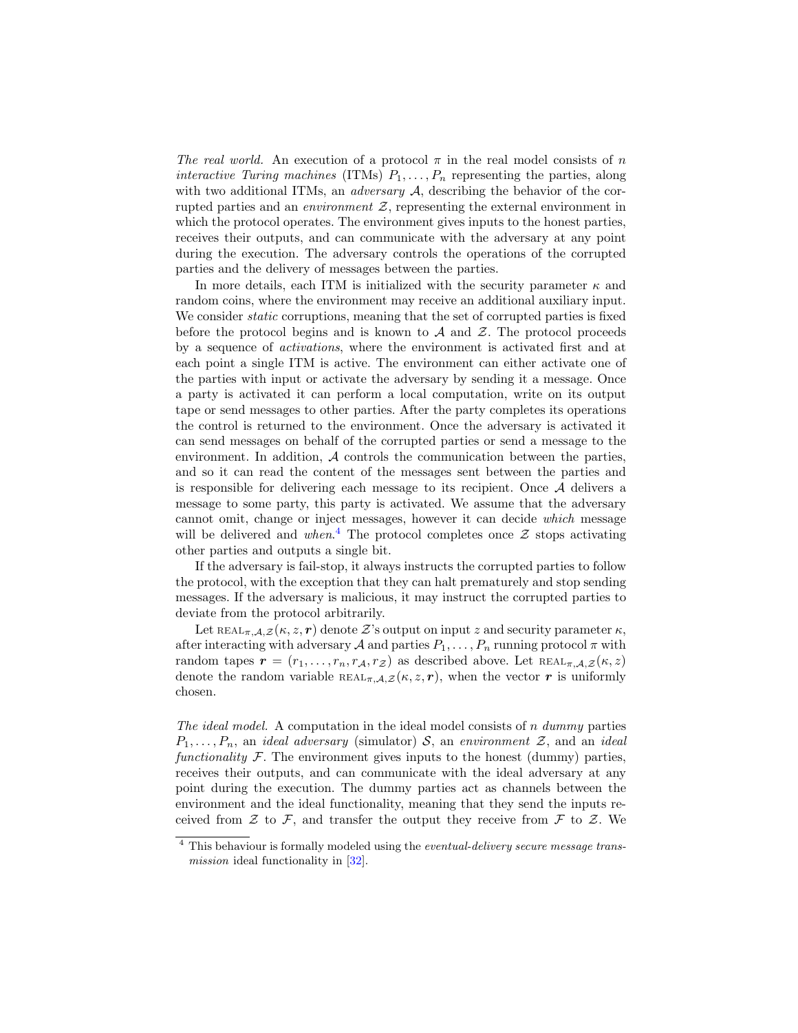*The real world.* An execution of a protocol $\pi$ in the real model consists of $n$ *interactive Turing machines* (ITMs) $P_1, \ldots, P_n$ representing the parties, along with two additional ITMs, an *adversary* $\mathcal{A}$, describing the behavior of the corrupted parties and an *environment* $\mathcal{Z}$, representing the external environment in which the protocol operates. The environment gives inputs to the honest parties, receives their outputs, and can communicate with the adversary at any point during the execution. The adversary controls the operations of the corrupted parties and the delivery of messages between the parties.

In more details, each ITM is initialized with the security parameter $\kappa$ and random coins, where the environment may receive an additional auxiliary input. We consider *static* corruptions, meaning that the set of corrupted parties is fixed before the protocol begins and is known to $\mathcal{A}$ and $\mathcal{Z}$. The protocol proceeds by a sequence of *activations*, where the environment is activated first and at each point a single ITM is active. The environment can either activate one of the parties with input or activate the adversary by sending it a message. Once a party is activated it can perform a local computation, write on its output tape or send messages to other parties. After the party completes its operations the control is returned to the environment. Once the adversary is activated it can send messages on behalf of the corrupted parties or send a message to the environment. In addition, $\mathcal{A}$ controls the communication between the parties, and so it can read the content of the messages sent between the parties and is responsible for delivering each message to its recipient. Once $\mathcal{A}$ delivers a message to some party, this party is activated. We assume that the adversary cannot omit, change or inject messages, however it can decide *which* message will be delivered and *when*.[4] The protocol completes once $\mathcal{Z}$ stops activating other parties and outputs a single bit.

If the adversary is fail-stop, it always instructs the corrupted parties to follow the protocol, with the exception that they can halt prematurely and stop sending messages. If the adversary is malicious, it may instruct the corrupted parties to deviate from the protocol arbitrarily.

Let $\text{REAL}_{\pi,\mathcal{A},\mathcal{Z}}(\kappa, z, \boldsymbol{r})$ denote $\mathcal{Z}$'s output on input $z$ and security parameter $\kappa$, after interacting with adversary $\mathcal{A}$ and parties $P_1, \ldots, P_n$ running protocol $\pi$ with random tapes $\boldsymbol{r} = (r_1, \ldots, r_n, r_{\mathcal{A}}, r_{\mathcal{Z}})$ as described above. Let $\text{REAL}_{\pi,\mathcal{A},\mathcal{Z}}(\kappa, z)$ denote the random variable $\text{REAL}_{\pi,\mathcal{A},\mathcal{Z}}(\kappa, z, \boldsymbol{r})$, when the vector $\boldsymbol{r}$ is uniformly chosen.

*The ideal model.* A computation in the ideal model consists of $n$ *dummy* parties $P_1, \ldots, P_n$, an *ideal adversary* (simulator) $\mathcal{S}$, an *environment* $\mathcal{Z}$, and an *ideal functionality* $\mathcal{F}$. The environment gives inputs to the honest (dummy) parties, receives their outputs, and can communicate with the ideal adversary at any point during the execution. The dummy parties act as channels between the environment and the ideal functionality, meaning that they send the inputs received from $\mathcal{Z}$ to $\mathcal{F}$, and transfer the output they receive from $\mathcal{F}$ to $\mathcal{Z}$. We

[4] This behaviour is formally modeled using the *eventual-delivery secure message transmission* ideal functionality in [32].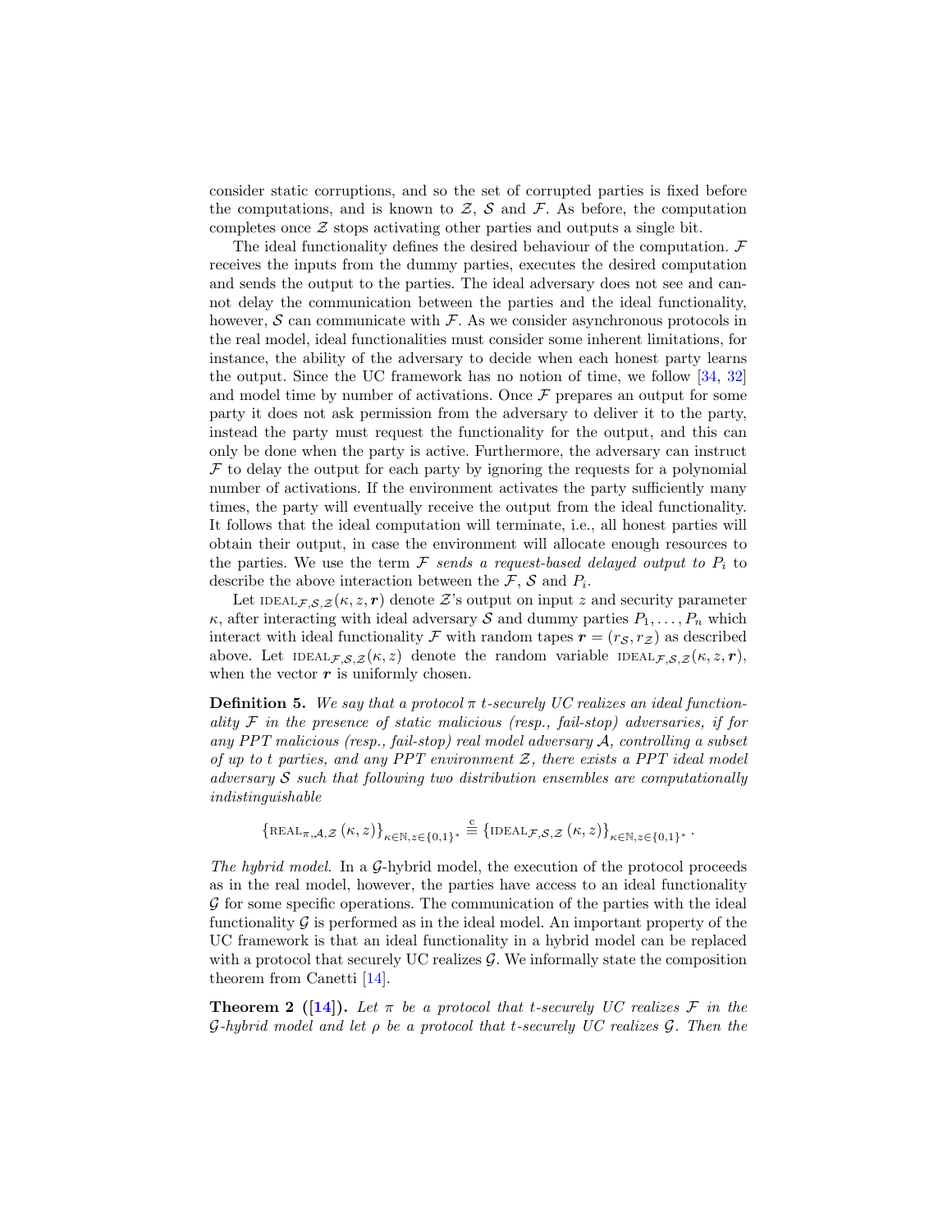consider static corruptions, and so the set of corrupted parties is fixed before the computations, and is known to $\mathcal{Z}$, $\mathcal{S}$ and $\mathcal{F}$. As before, the computation completes once $\mathcal{Z}$ stops activating other parties and outputs a single bit.

The ideal functionality defines the desired behaviour of the computation. $\mathcal{F}$ receives the inputs from the dummy parties, executes the desired computation and sends the output to the parties. The ideal adversary does not see and cannot delay the communication between the parties and the ideal functionality, however, $\mathcal{S}$ can communicate with $\mathcal{F}$. As we consider asynchronous protocols in the real model, ideal functionalities must consider some inherent limitations, for instance, the ability of the adversary to decide when each honest party learns the output. Since the UC framework has no notion of time, we follow [34, 32] and model time by number of activations. Once $\mathcal{F}$ prepares an output for some party it does not ask permission from the adversary to deliver it to the party, instead the party must request the functionality for the output, and this can only be done when the party is active. Furthermore, the adversary can instruct $\mathcal{F}$ to delay the output for each party by ignoring the requests for a polynomial number of activations. If the environment activates the party sufficiently many times, the party will eventually receive the output from the ideal functionality. It follows that the ideal computation will terminate, i.e., all honest parties will obtain their output, in case the environment will allocate enough resources to the parties. We use the term *$\mathcal{F}$ sends a request-based delayed output to $P_i$* to describe the above interaction between the $\mathcal{F}$, $\mathcal{S}$ and $P_i$.

Let $\text{IDEAL}_{\mathcal{F},\mathcal{S},\mathcal{Z}}(\kappa, z, \boldsymbol{r})$ denote $\mathcal{Z}$'s output on input $z$ and security parameter $\kappa$, after interacting with ideal adversary $\mathcal{S}$ and dummy parties $P_1, \ldots, P_n$ which interact with ideal functionality $\mathcal{F}$ with random tapes $\boldsymbol{r} = (r_{\mathcal{S}}, r_{\mathcal{Z}})$ as described above. Let $\text{IDEAL}_{\mathcal{F},\mathcal{S},\mathcal{Z}}(\kappa, z)$ denote the random variable $\text{IDEAL}_{\mathcal{F},\mathcal{S},\mathcal{Z}}(\kappa, z, \boldsymbol{r})$, when the vector $\boldsymbol{r}$ is uniformly chosen.

**Definition 5.** *We say that a protocol $\pi$ t-securely UC realizes an ideal functionality $\mathcal{F}$ in the presence of static malicious (resp., fail-stop) adversaries, if for any PPT malicious (resp., fail-stop) real model adversary $\mathcal{A}$, controlling a subset of up to t parties, and any PPT environment $\mathcal{Z}$, there exists a PPT ideal model adversary $\mathcal{S}$ such that following two distribution ensembles are computationally indistinguishable*

$$\left\{\text{REAL}_{\pi,\mathcal{A},\mathcal{Z}}\left(\kappa, z\right)\right\}_{\kappa\in\mathbb{N}, z\in\{0,1\}^*} \stackrel{\text{c}}{\equiv} \left\{\text{IDEAL}_{\mathcal{F},\mathcal{S},\mathcal{Z}}\left(\kappa, z\right)\right\}_{\kappa\in\mathbb{N}, z\in\{0,1\}^*}.$$

*The hybrid model.* In a $\mathcal{G}$-hybrid model, the execution of the protocol proceeds as in the real model, however, the parties have access to an ideal functionality $\mathcal{G}$ for some specific operations. The communication of the parties with the ideal functionality $\mathcal{G}$ is performed as in the ideal model. An important property of the UC framework is that an ideal functionality in a hybrid model can be replaced with a protocol that securely UC realizes $\mathcal{G}$. We informally state the composition theorem from Canetti [14].

**Theorem 2 ([14]).** *Let $\pi$ be a protocol that t-securely UC realizes $\mathcal{F}$ in the $\mathcal{G}$-hybrid model and let $\rho$ be a protocol that t-securely UC realizes $\mathcal{G}$. Then the*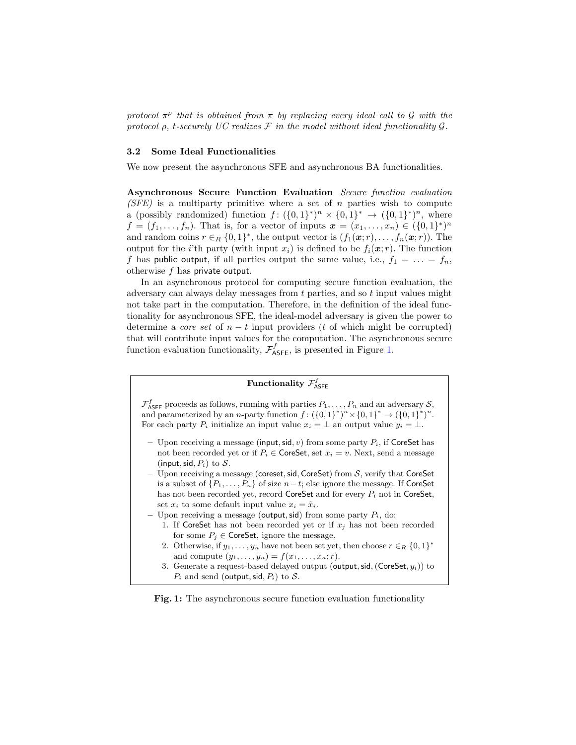*protocol $\pi^\rho$ that is obtained from $\pi$ by replacing every ideal call to $\mathcal{G}$ with the protocol $\rho$, $t$-securely UC realizes $\mathcal{F}$ in the model without ideal functionality $\mathcal{G}$.*

### 3.2 Some Ideal Functionalities

We now present the asynchronous SFE and asynchronous BA functionalities.

**Asynchronous Secure Function Evaluation** *Secure function evaluation (SFE)* is a multiparty primitive where a set of $n$ parties wish to compute a (possibly randomized) function $f\colon (\{0,1\}^*)^n \times \{0,1\}^* \to (\{0,1\}^*)^n$, where $f = (f_1, \ldots, f_n)$. That is, for a vector of inputs $\boldsymbol{x} = (x_1, \ldots, x_n) \in (\{0,1\}^*)^n$ and random coins $r \in_R \{0,1\}^*$, the output vector is $(f_1(\boldsymbol{x}; r), \ldots, f_n(\boldsymbol{x}; r))$. The output for the $i$'th party (with input $x_i$) is defined to be $f_i(\boldsymbol{x}; r)$. The function $f$ has $\mathsf{public\ output}$, if all parties output the same value, i.e., $f_1 = \ldots = f_n$, otherwise $f$ has $\mathsf{private\ output}$.

In an asynchronous protocol for computing secure function evaluation, the adversary can always delay messages from $t$ parties, and so $t$ input values might not take part in the computation. Therefore, in the definition of the ideal functionality for asynchronous SFE, the ideal-model adversary is given the power to determine a *core set* of $n - t$ input providers ($t$ of which might be corrupted) that will contribute input values for the computation. The asynchronous secure function evaluation functionality, $\mathcal{F}^f_{\mathsf{ASFE}}$, is presented in Figure 1.

---

**Functionality $\mathcal{F}^f_{\mathsf{ASFE}}$**

$\mathcal{F}^f_{\mathsf{ASFE}}$ proceeds as follows, running with parties $P_1, \ldots, P_n$ and an adversary $\mathcal{S}$, and parameterized by an $n$-party function $f\colon (\{0,1\}^*)^n \times \{0,1\}^* \to (\{0,1\}^*)^n$. For each party $P_i$ initialize an input value $x_i = \bot$ an output value $y_i = \bot$.

- Upon receiving a message $(\mathsf{input}, \mathsf{sid}, v)$ from some party $P_i$, if $\mathsf{CoreSet}$ has not been recorded yet or if $P_i \in \mathsf{CoreSet}$, set $x_i = v$. Next, send a message $(\mathsf{input}, \mathsf{sid}, P_i)$ to $\mathcal{S}$.
- Upon receiving a message $(\mathsf{coreset}, \mathsf{sid}, \mathsf{CoreSet})$ from $\mathcal{S}$, verify that $\mathsf{CoreSet}$ is a subset of $\{P_1, \ldots, P_n\}$ of size $n-t$; else ignore the message. If $\mathsf{CoreSet}$ has not been recorded yet, record $\mathsf{CoreSet}$ and for every $P_i$ not in $\mathsf{CoreSet}$, set $x_i$ to some default input value $x_i = \tilde{x}_i$.
- Upon receiving a message $(\mathsf{output}, \mathsf{sid})$ from some party $P_i$, do:
  1. If $\mathsf{CoreSet}$ has not been recorded yet or if $x_j$ has not been recorded for some $P_j \in \mathsf{CoreSet}$, ignore the message.
  2. Otherwise, if $y_1, \ldots, y_n$ have not been set yet, then choose $r \in_R \{0,1\}^*$ and compute $(y_1, \ldots, y_n) = f(x_1, \ldots, x_n; r)$.
  3. Generate a request-based delayed output $(\mathsf{output}, \mathsf{sid}, (\mathsf{CoreSet}, y_i))$ to $P_i$ and send $(\mathsf{output}, \mathsf{sid}, P_i)$ to $\mathcal{S}$.

---

**Fig. 1:** The asynchronous secure function evaluation functionality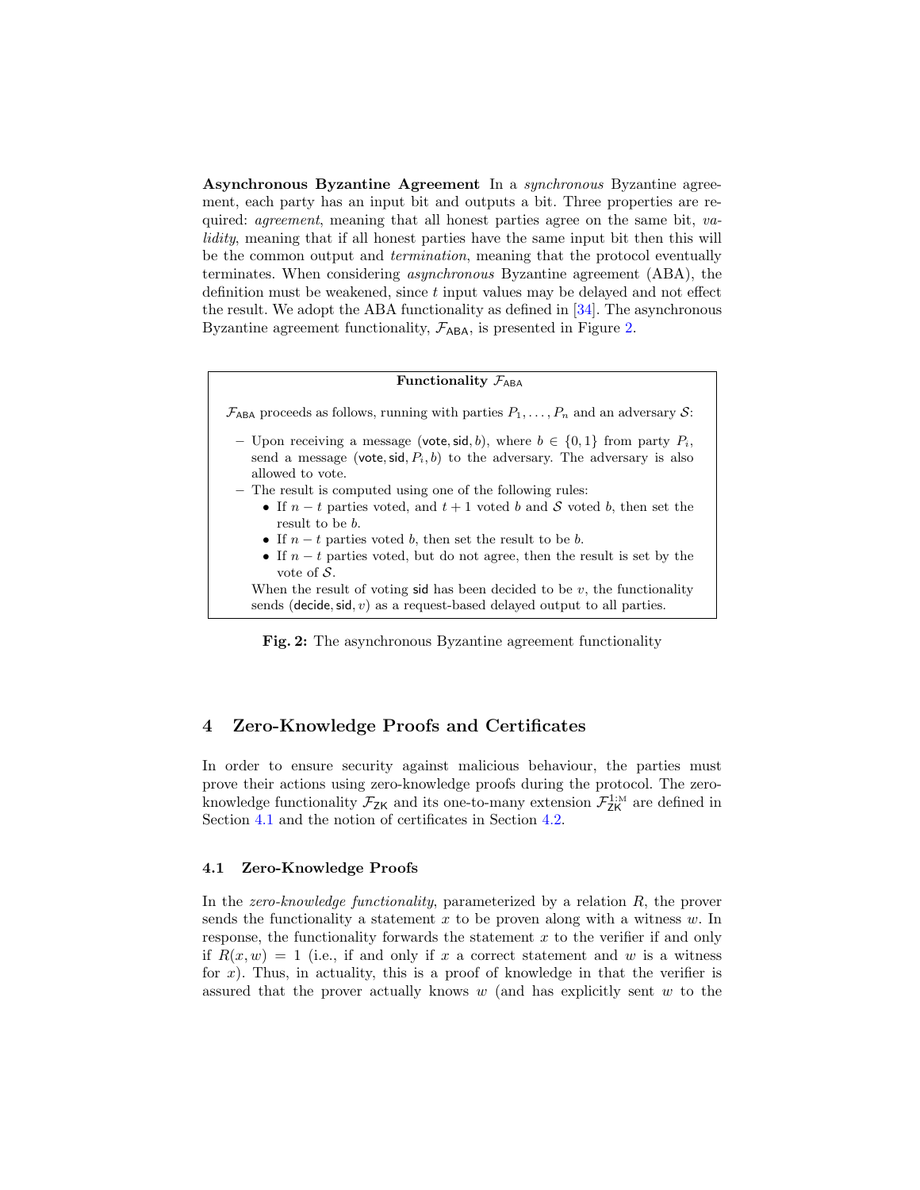**Asynchronous Byzantine Agreement** In a *synchronous* Byzantine agreement, each party has an input bit and outputs a bit. Three properties are required: *agreement*, meaning that all honest parties agree on the same bit, *validity*, meaning that if all honest parties have the same input bit then this will be the common output and *termination*, meaning that the protocol eventually terminates. When considering *asynchronous* Byzantine agreement (ABA), the definition must be weakened, since $t$ input values may be delayed and not effect the result. We adopt the ABA functionality as defined in [34]. The asynchronous Byzantine agreement functionality, $\mathcal{F}_{\mathsf{ABA}}$, is presented in Figure 2.

**Functionality $\mathcal{F}_{\mathsf{ABA}}$**

$\mathcal{F}_{\mathsf{ABA}}$ proceeds as follows, running with parties $P_1, \ldots, P_n$ and an adversary $\mathcal{S}$:

- Upon receiving a message $(\mathsf{vote}, \mathsf{sid}, b)$, where $b \in \{0,1\}$ from party $P_i$, send a message $(\mathsf{vote}, \mathsf{sid}, P_i, b)$ to the adversary. The adversary is also allowed to vote.
- The result is computed using one of the following rules:
  - If $n-t$ parties voted, and $t+1$ voted $b$ and $\mathcal{S}$ voted $b$, then set the result to be $b$.
  - If $n-t$ parties voted $b$, then set the result to be $b$.
  - If $n-t$ parties voted, but do not agree, then the result is set by the vote of $\mathcal{S}$.

  When the result of voting $\mathsf{sid}$ has been decided to be $v$, the functionality sends $(\mathsf{decide}, \mathsf{sid}, v)$ as a request-based delayed output to all parties.

**Fig. 2:** The asynchronous Byzantine agreement functionality

## 4 Zero-Knowledge Proofs and Certificates

In order to ensure security against malicious behaviour, the parties must prove their actions using zero-knowledge proofs during the protocol. The zero-knowledge functionality $\mathcal{F}_{\mathsf{ZK}}$ and its one-to-many extension $\mathcal{F}_{\mathsf{ZK}}^{1:\mathrm{M}}$ are defined in Section 4.1 and the notion of certificates in Section 4.2.

### 4.1 Zero-Knowledge Proofs

In the *zero-knowledge functionality*, parameterized by a relation $R$, the prover sends the functionality a statement $x$ to be proven along with a witness $w$. In response, the functionality forwards the statement $x$ to the verifier if and only if $R(x,w)=1$ (i.e., if and only if $x$ a correct statement and $w$ is a witness for $x$). Thus, in actuality, this is a proof of knowledge in that the verifier is assured that the prover actually knows $w$ (and has explicitly sent $w$ to the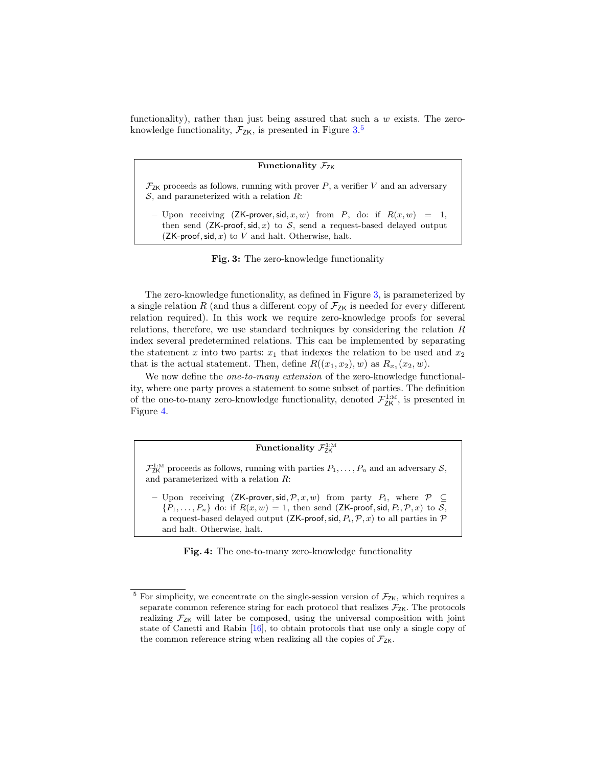functionality), rather than just being assured that such a $w$ exists. The zero-knowledge functionality, $\mathcal{F}_{\mathsf{ZK}}$, is presented in Figure 3.[5]

**Functionality $\mathcal{F}_{\mathsf{ZK}}$**

$\mathcal{F}_{\mathsf{ZK}}$ proceeds as follows, running with prover $P$, a verifier $V$ and an adversary $\mathcal{S}$, and parameterized with a relation $R$:

- Upon receiving $(\mathsf{ZK\text{-}prover}, \mathsf{sid}, x, w)$ from $P$, do: if $R(x, w) = 1$, then send $(\mathsf{ZK\text{-}proof}, \mathsf{sid}, x)$ to $\mathcal{S}$, send a request-based delayed output $(\mathsf{ZK\text{-}proof}, \mathsf{sid}, x)$ to $V$ and halt. Otherwise, halt.

**Fig. 3:** The zero-knowledge functionality

The zero-knowledge functionality, as defined in Figure 3, is parameterized by a single relation $R$ (and thus a different copy of $\mathcal{F}_{\mathsf{ZK}}$ is needed for every different relation required). In this work we require zero-knowledge proofs for several relations, therefore, we use standard techniques by considering the relation $R$ index several predetermined relations. This can be implemented by separating the statement $x$ into two parts: $x_1$ that indexes the relation to be used and $x_2$ that is the actual statement. Then, define $R((x_1, x_2), w)$ as $R_{x_1}(x_2, w)$.

We now define the *one-to-many extension* of the zero-knowledge functionality, where one party proves a statement to some subset of parties. The definition of the one-to-many zero-knowledge functionality, denoted $\mathcal{F}_{\mathsf{ZK}}^{1:\mathrm{M}}$, is presented in Figure 4.

**Functionality $\mathcal{F}_{\mathsf{ZK}}^{1:\mathrm{M}}$**

$\mathcal{F}_{\mathsf{ZK}}^{1:\mathrm{M}}$ proceeds as follows, running with parties $P_1, \ldots, P_n$ and an adversary $\mathcal{S}$, and parameterized with a relation $R$:

- Upon receiving $(\mathsf{ZK\text{-}prover}, \mathsf{sid}, \mathcal{P}, x, w)$ from party $P_i$, where $\mathcal{P} \subseteq \{P_1, \ldots, P_n\}$ do: if $R(x, w) = 1$, then send $(\mathsf{ZK\text{-}proof}, \mathsf{sid}, P_i, \mathcal{P}, x)$ to $\mathcal{S}$, a request-based delayed output $(\mathsf{ZK\text{-}proof}, \mathsf{sid}, P_i, \mathcal{P}, x)$ to all parties in $\mathcal{P}$ and halt. Otherwise, halt.

**Fig. 4:** The one-to-many zero-knowledge functionality

---

[5] For simplicity, we concentrate on the single-session version of $\mathcal{F}_{\mathsf{ZK}}$, which requires a separate common reference string for each protocol that realizes $\mathcal{F}_{\mathsf{ZK}}$. The protocols realizing $\mathcal{F}_{\mathsf{ZK}}$ will later be composed, using the universal composition with joint state of Canetti and Rabin [16], to obtain protocols that use only a single copy of the common reference string when realizing all the copies of $\mathcal{F}_{\mathsf{ZK}}$.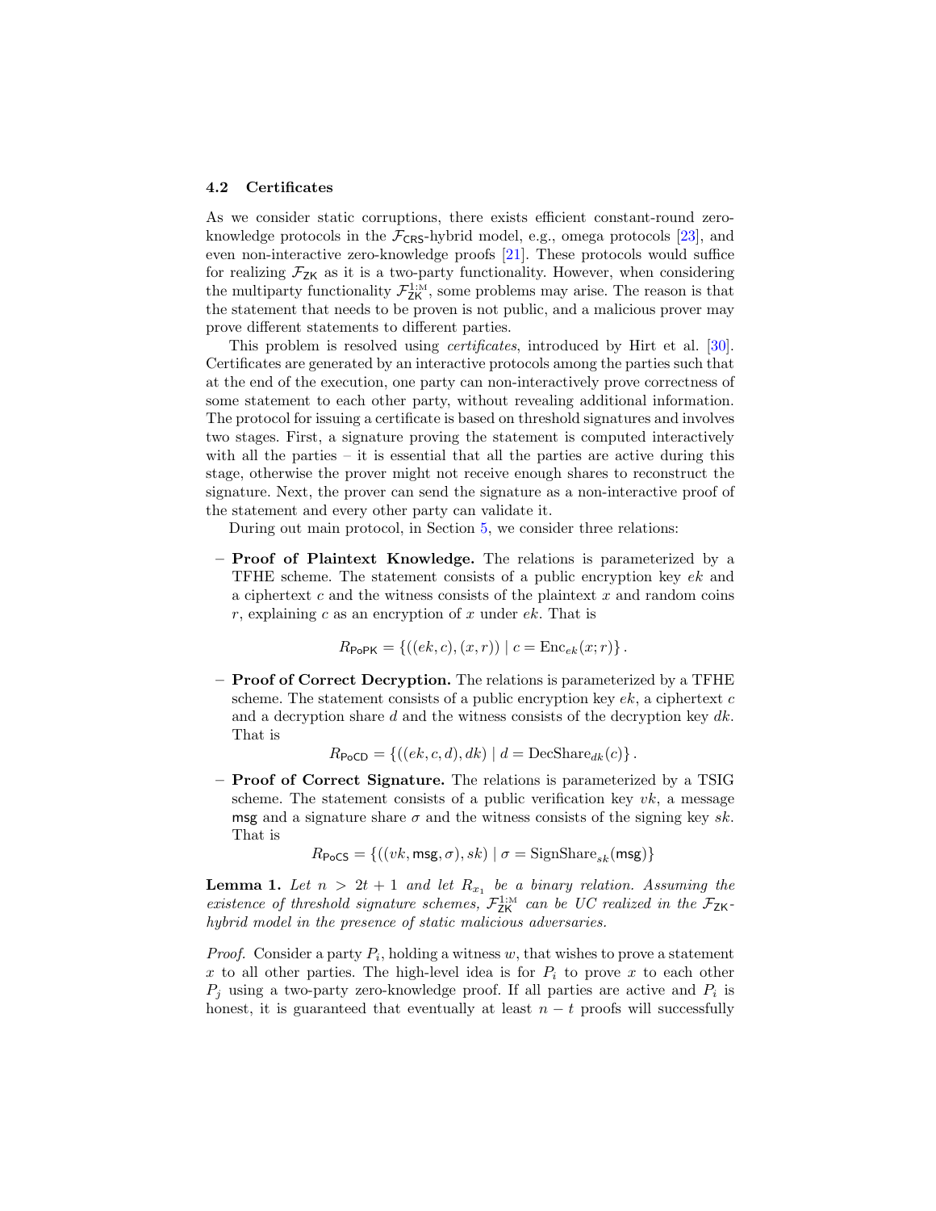### 4.2 Certificates

As we consider static corruptions, there exists efficient constant-round zero-knowledge protocols in the $\mathcal{F}_{\mathsf{CRS}}$-hybrid model, e.g., omega protocols [23], and even non-interactive zero-knowledge proofs [21]. These protocols would suffice for realizing $\mathcal{F}_{\mathsf{ZK}}$ as it is a two-party functionality. However, when considering the multiparty functionality $\mathcal{F}_{\mathsf{ZK}}^{1:\mathrm{M}}$, some problems may arise. The reason is that the statement that needs to be proven is not public, and a malicious prover may prove different statements to different parties.

This problem is resolved using *certificates*, introduced by Hirt et al. [30]. Certificates are generated by an interactive protocols among the parties such that at the end of the execution, one party can non-interactively prove correctness of some statement to each other party, without revealing additional information. The protocol for issuing a certificate is based on threshold signatures and involves two stages. First, a signature proving the statement is computed interactively with all the parties – it is essential that all the parties are active during this stage, otherwise the prover might not receive enough shares to reconstruct the signature. Next, the prover can send the signature as a non-interactive proof of the statement and every other party can validate it.

During out main protocol, in Section 5, we consider three relations:

- **Proof of Plaintext Knowledge.** The relations is parameterized by a TFHE scheme. The statement consists of a public encryption key $ek$ and a ciphertext $c$ and the witness consists of the plaintext $x$ and random coins $r$, explaining $c$ as an encryption of $x$ under $ek$. That is
$$R_{\mathsf{PoPK}} = \{((ek, c), (x, r)) \mid c = \mathrm{Enc}_{ek}(x; r)\}.$$
- **Proof of Correct Decryption.** The relations is parameterized by a TFHE scheme. The statement consists of a public encryption key $ek$, a ciphertext $c$ and a decryption share $d$ and the witness consists of the decryption key $dk$. That is
$$R_{\mathsf{PoCD}} = \{((ek, c, d), dk) \mid d = \mathrm{DecShare}_{dk}(c)\}.$$
- **Proof of Correct Signature.** The relations is parameterized by a TSIG scheme. The statement consists of a public verification key $vk$, a message $\mathsf{msg}$ and a signature share $\sigma$ and the witness consists of the signing key $sk$. That is
$$R_{\mathsf{PoCS}} = \{((vk, \mathsf{msg}, \sigma), sk) \mid \sigma = \mathrm{SignShare}_{sk}(\mathsf{msg})\}$$

**Lemma 1.** *Let $n > 2t + 1$ and let $R_{x_1}$ be a binary relation. Assuming the existence of threshold signature schemes, $\mathcal{F}_{\mathsf{ZK}}^{1:\mathrm{M}}$ can be UC realized in the $\mathcal{F}_{\mathsf{ZK}}$-hybrid model in the presence of static malicious adversaries.*

*Proof.* Consider a party $P_i$, holding a witness $w$, that wishes to prove a statement $x$ to all other parties. The high-level idea is for $P_i$ to prove $x$ to each other $P_j$ using a two-party zero-knowledge proof. If all parties are active and $P_i$ is honest, it is guaranteed that eventually at least $n - t$ proofs will successfully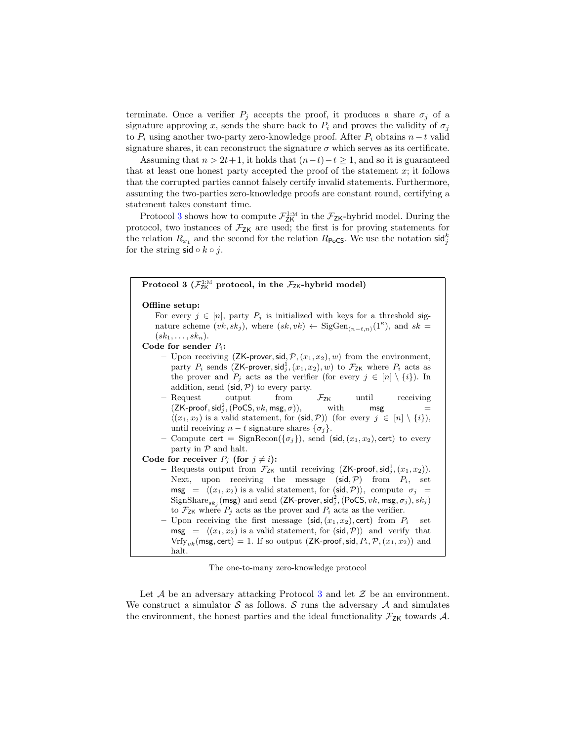terminate. Once a verifier $P_j$ accepts the proof, it produces a share $\sigma_j$ of a signature approving $x$, sends the share back to $P_i$ and proves the validity of $\sigma_j$ to $P_i$ using another two-party zero-knowledge proof. After $P_i$ obtains $n-t$ valid signature shares, it can reconstruct the signature $\sigma$ which serves as its certificate.

Assuming that $n > 2t+1$, it holds that $(n-t)-t \geq 1$, and so it is guaranteed that at least one honest party accepted the proof of the statement $x$; it follows that the corrupted parties cannot falsely certify invalid statements. Furthermore, assuming the two-parties zero-knowledge proofs are constant round, certifying a statement takes constant time.

Protocol 3 shows how to compute $\mathcal{F}_{\mathsf{ZK}}^{1:\mathrm{M}}$ in the $\mathcal{F}_{\mathsf{ZK}}$-hybrid model. During the protocol, two instances of $\mathcal{F}_{\mathsf{ZK}}$ are used; the first is for proving statements for the relation $R_{x_1}$ and the second for the relation $R_{\mathsf{PoCS}}$. We use the notation $\mathsf{sid}_j^k$ for the string $\mathsf{sid} \circ k \circ j$.

---

**Protocol 3 ($\mathcal{F}_{\mathsf{ZK}}^{1:\mathrm{M}}$ protocol, in the $\mathcal{F}_{\mathsf{ZK}}$-hybrid model)**

**Offline setup:**

For every $j \in [n]$, party $P_j$ is initialized with keys for a threshold signature scheme $(vk, sk_j)$, where $(sk, vk) \leftarrow \mathrm{SigGen}_{(n-t,n)}(1^\kappa)$, and $sk = (sk_1, \ldots, sk_n)$.

**Code for sender $P_i$:**

- Upon receiving $(\mathsf{ZK\text{-}prover}, \mathsf{sid}, \mathcal{P}, (x_1, x_2), w)$ from the environment, party $P_i$ sends $(\mathsf{ZK\text{-}prover}, \mathsf{sid}_j^1, (x_1, x_2), w)$ to $\mathcal{F}_{\mathsf{ZK}}$ where $P_i$ acts as the prover and $P_j$ acts as the verifier (for every $j \in [n] \setminus \{i\}$). In addition, send $(\mathsf{sid}, \mathcal{P})$ to every party.
- Request output from $\mathcal{F}_{\mathsf{ZK}}$ until receiving $(\mathsf{ZK\text{-}proof}, \mathsf{sid}_j^2, (\mathsf{PoCS}, vk, \mathsf{msg}, \sigma))$, with $\mathsf{msg} = \langle (x_1, x_2)$ is a valid statement, for $(\mathsf{sid}, \mathcal{P})\rangle$ (for every $j \in [n] \setminus \{i\}$), until receiving $n-t$ signature shares $\{\sigma_j\}$.
- Compute $\mathsf{cert} = \mathrm{SignRecon}(\{\sigma_j\})$, send $(\mathsf{sid}, (x_1, x_2), \mathsf{cert})$ to every party in $\mathcal{P}$ and halt.

**Code for receiver $P_j$ (for $j \neq i$):**

- Requests output from $\mathcal{F}_{\mathsf{ZK}}$ until receiving $(\mathsf{ZK\text{-}proof}, \mathsf{sid}_j^1, (x_1, x_2))$. Next, upon receiving the message $(\mathsf{sid}, \mathcal{P})$ from $P_i$, set $\mathsf{msg} = \langle (x_1, x_2)$ is a valid statement, for $(\mathsf{sid}, \mathcal{P})\rangle$, compute $\sigma_j = \mathrm{SignShare}_{sk_j}(\mathsf{msg})$ and send $(\mathsf{ZK\text{-}prover}, \mathsf{sid}_j^2, (\mathsf{PoCS}, vk, \mathsf{msg}, \sigma_j), sk_j)$ to $\mathcal{F}_{\mathsf{ZK}}$ where $P_j$ acts as the prover and $P_i$ acts as the verifier.
- Upon receiving the first message $(\mathsf{sid}, (x_1, x_2), \mathsf{cert})$ from $P_i$ set $\mathsf{msg} = \langle (x_1, x_2)$ is a valid statement, for $(\mathsf{sid}, \mathcal{P})\rangle$ and verify that $\mathrm{Vrfy}_{vk}(\mathsf{msg}, \mathsf{cert}) = 1$. If so output $(\mathsf{ZK\text{-}proof}, \mathsf{sid}, P_i, \mathcal{P}, (x_1, x_2))$ and halt.

---

The one-to-many zero-knowledge protocol

Let $\mathcal{A}$ be an adversary attacking Protocol 3 and let $\mathcal{Z}$ be an environment. We construct a simulator $\mathcal{S}$ as follows. $\mathcal{S}$ runs the adversary $\mathcal{A}$ and simulates the environment, the honest parties and the ideal functionality $\mathcal{F}_{\mathsf{ZK}}$ towards $\mathcal{A}$.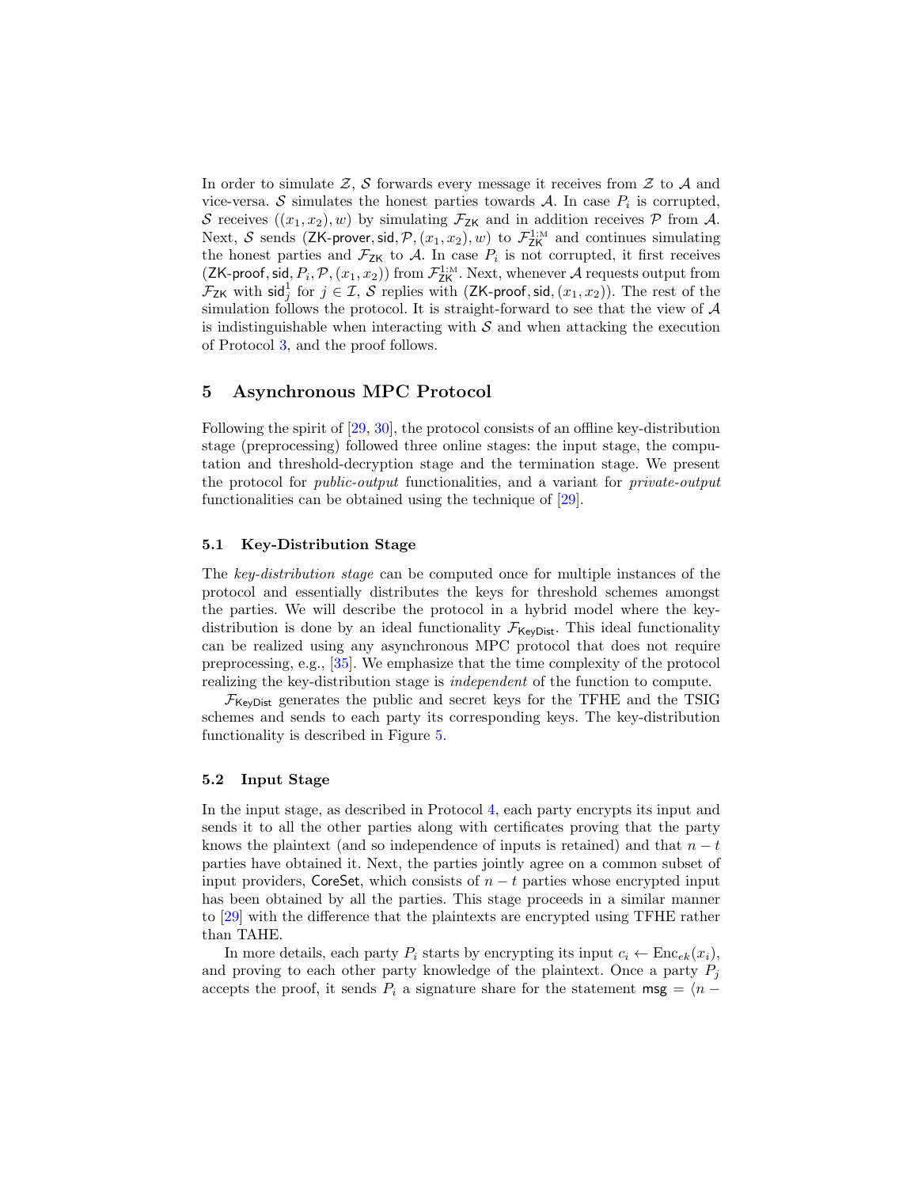In order to simulate $\mathcal{Z}$, $\mathcal{S}$ forwards every message it receives from $\mathcal{Z}$ to $\mathcal{A}$ and vice-versa. $\mathcal{S}$ simulates the honest parties towards $\mathcal{A}$. In case $P_i$ is corrupted, $\mathcal{S}$ receives $((x_1, x_2), w)$ by simulating $\mathcal{F}_{\mathsf{ZK}}$ and in addition receives $\mathcal{P}$ from $\mathcal{A}$. Next, $\mathcal{S}$ sends $(\mathsf{ZK\text{-}prover}, \mathsf{sid}, \mathcal{P}, (x_1, x_2), w)$ to $\mathcal{F}_{\mathsf{ZK}}^{1:\mathrm{M}}$ and continues simulating the honest parties and $\mathcal{F}_{\mathsf{ZK}}$ to $\mathcal{A}$. In case $P_i$ is not corrupted, it first receives $(\mathsf{ZK\text{-}proof}, \mathsf{sid}, P_i, \mathcal{P}, (x_1, x_2))$ from $\mathcal{F}_{\mathsf{ZK}}^{1:\mathrm{M}}$. Next, whenever $\mathcal{A}$ requests output from $\mathcal{F}_{\mathsf{ZK}}$ with $\mathsf{sid}_j^1$ for $j \in \mathcal{I}$, $\mathcal{S}$ replies with $(\mathsf{ZK\text{-}proof}, \mathsf{sid}, (x_1, x_2))$. The rest of the simulation follows the protocol. It is straight-forward to see that the view of $\mathcal{A}$ is indistinguishable when interacting with $\mathcal{S}$ and when attacking the execution of Protocol 3, and the proof follows.

## 5 Asynchronous MPC Protocol

Following the spirit of [29, 30], the protocol consists of an offline key-distribution stage (preprocessing) followed three online stages: the input stage, the computation and threshold-decryption stage and the termination stage. We present the protocol for *public-output* functionalities, and a variant for *private-output* functionalities can be obtained using the technique of [29].

### 5.1 Key-Distribution Stage

The *key-distribution stage* can be computed once for multiple instances of the protocol and essentially distributes the keys for threshold schemes amongst the parties. We will describe the protocol in a hybrid model where the key-distribution is done by an ideal functionality $\mathcal{F}_{\mathsf{KeyDist}}$. This ideal functionality can be realized using any asynchronous MPC protocol that does not require preprocessing, e.g., [35]. We emphasize that the time complexity of the protocol realizing the key-distribution stage is *independent* of the function to compute.

$\mathcal{F}_{\mathsf{KeyDist}}$ generates the public and secret keys for the TFHE and the TSIG schemes and sends to each party its corresponding keys. The key-distribution functionality is described in Figure 5.

### 5.2 Input Stage

In the input stage, as described in Protocol 4, each party encrypts its input and sends it to all the other parties along with certificates proving that the party knows the plaintext (and so independence of inputs is retained) and that $n - t$ parties have obtained it. Next, the parties jointly agree on a common subset of input providers, $\mathsf{CoreSet}$, which consists of $n - t$ parties whose encrypted input has been obtained by all the parties. This stage proceeds in a similar manner to [29] with the difference that the plaintexts are encrypted using TFHE rather than TAHE.

In more details, each party $P_i$ starts by encrypting its input $c_i \leftarrow \mathrm{Enc}_{ek}(x_i)$, and proving to each other party knowledge of the plaintext. Once a party $P_j$ accepts the proof, it sends $P_i$ a signature share for the statement $\mathsf{msg} = \langle n -$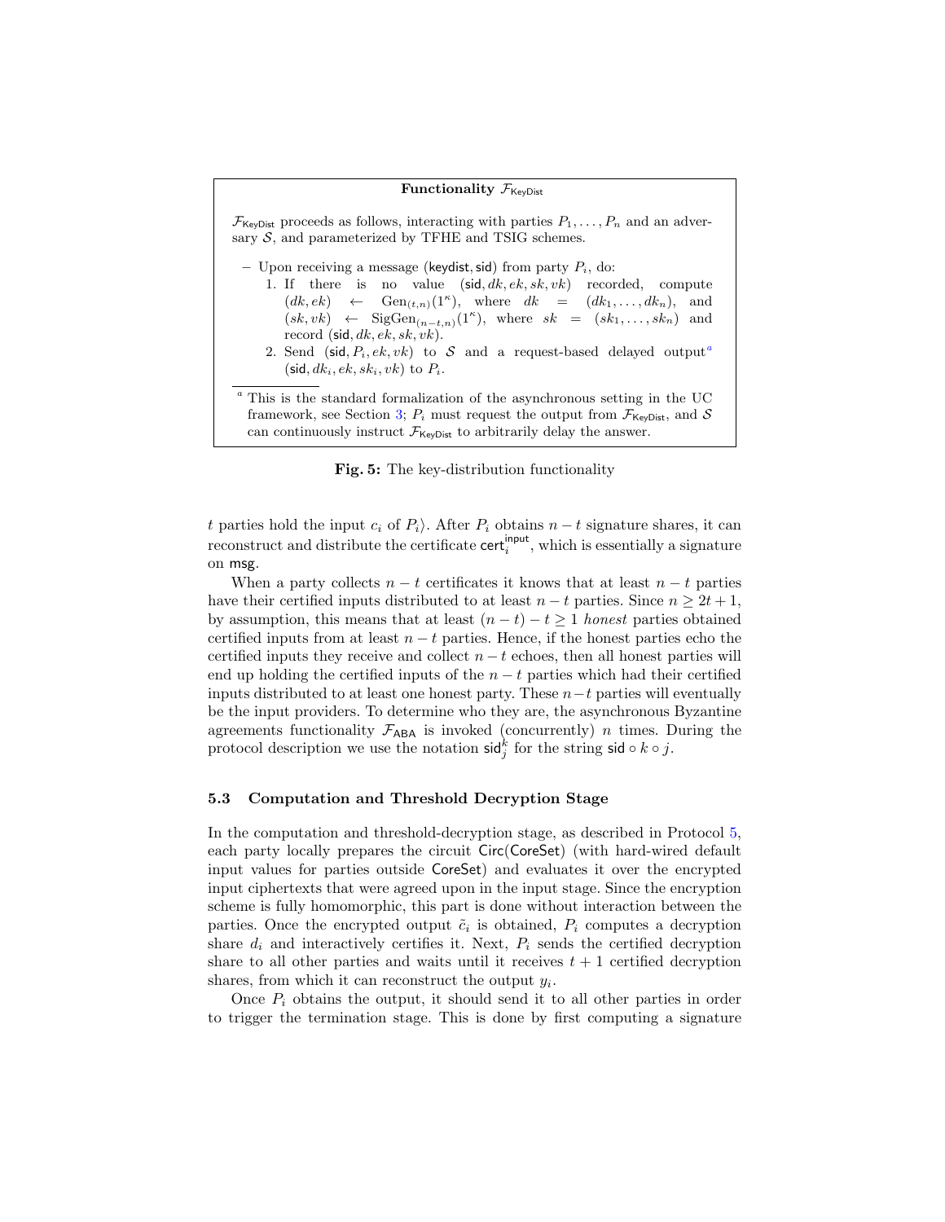**Functionality $\mathcal{F}_{\mathsf{KeyDist}}$**

$\mathcal{F}_{\mathsf{KeyDist}}$ proceeds as follows, interacting with parties $P_1, \ldots, P_n$ and an adversary $\mathcal{S}$, and parameterized by TFHE and TSIG schemes.

– Upon receiving a message $(\mathsf{keydist}, \mathsf{sid})$ from party $P_i$, do:
  1. If there is no value $(\mathsf{sid}, dk, ek, sk, vk)$ recorded, compute $(dk, ek) \leftarrow \mathrm{Gen}_{(t,n)}(1^\kappa)$, where $dk = (dk_1, \ldots, dk_n)$, and $(sk, vk) \leftarrow \mathrm{SigGen}_{(n-t,n)}(1^\kappa)$, where $sk = (sk_1, \ldots, sk_n)$ and record $(\mathsf{sid}, dk, ek, sk, vk)$.
  2. Send $(\mathsf{sid}, P_i, ek, vk)$ to $\mathcal{S}$ and a request-based delayed output[a] $(\mathsf{sid}, dk_i, ek, sk_i, vk)$ to $P_i$.

[a] This is the standard formalization of the asynchronous setting in the UC framework, see Section 3; $P_i$ must request the output from $\mathcal{F}_{\mathsf{KeyDist}}$, and $\mathcal{S}$ can continuously instruct $\mathcal{F}_{\mathsf{KeyDist}}$ to arbitrarily delay the answer.

**Fig. 5:** The key-distribution functionality

$t$ parties hold the input $c_i$ of $P_i\rangle$. After $P_i$ obtains $n-t$ signature shares, it can reconstruct and distribute the certificate $\mathsf{cert}_i^{\mathsf{input}}$, which is essentially a signature on $\mathsf{msg}$.

When a party collects $n-t$ certificates it knows that at least $n-t$ parties have their certified inputs distributed to at least $n-t$ parties. Since $n \geq 2t+1$, by assumption, this means that at least $(n-t)-t \geq 1$ *honest* parties obtained certified inputs from at least $n-t$ parties. Hence, if the honest parties echo the certified inputs they receive and collect $n-t$ echoes, then all honest parties will end up holding the certified inputs of the $n-t$ parties which had their certified inputs distributed to at least one honest party. These $n-t$ parties will eventually be the input providers. To determine who they are, the asynchronous Byzantine agreements functionality $\mathcal{F}_{\mathsf{ABA}}$ is invoked (concurrently) $n$ times. During the protocol description we use the notation $\mathsf{sid}_j^k$ for the string $\mathsf{sid} \circ k \circ j$.

### 5.3 Computation and Threshold Decryption Stage

In the computation and threshold-decryption stage, as described in Protocol 5, each party locally prepares the circuit $\mathsf{Circ}(\mathsf{CoreSet})$ (with hard-wired default input values for parties outside $\mathsf{CoreSet}$) and evaluates it over the encrypted input ciphertexts that were agreed upon in the input stage. Since the encryption scheme is fully homomorphic, this part is done without interaction between the parties. Once the encrypted output $\tilde{c}_i$ is obtained, $P_i$ computes a decryption share $d_i$ and interactively certifies it. Next, $P_i$ sends the certified decryption share to all other parties and waits until it receives $t+1$ certified decryption shares, from which it can reconstruct the output $y_i$.

Once $P_i$ obtains the output, it should send it to all other parties in order to trigger the termination stage. This is done by first computing a signature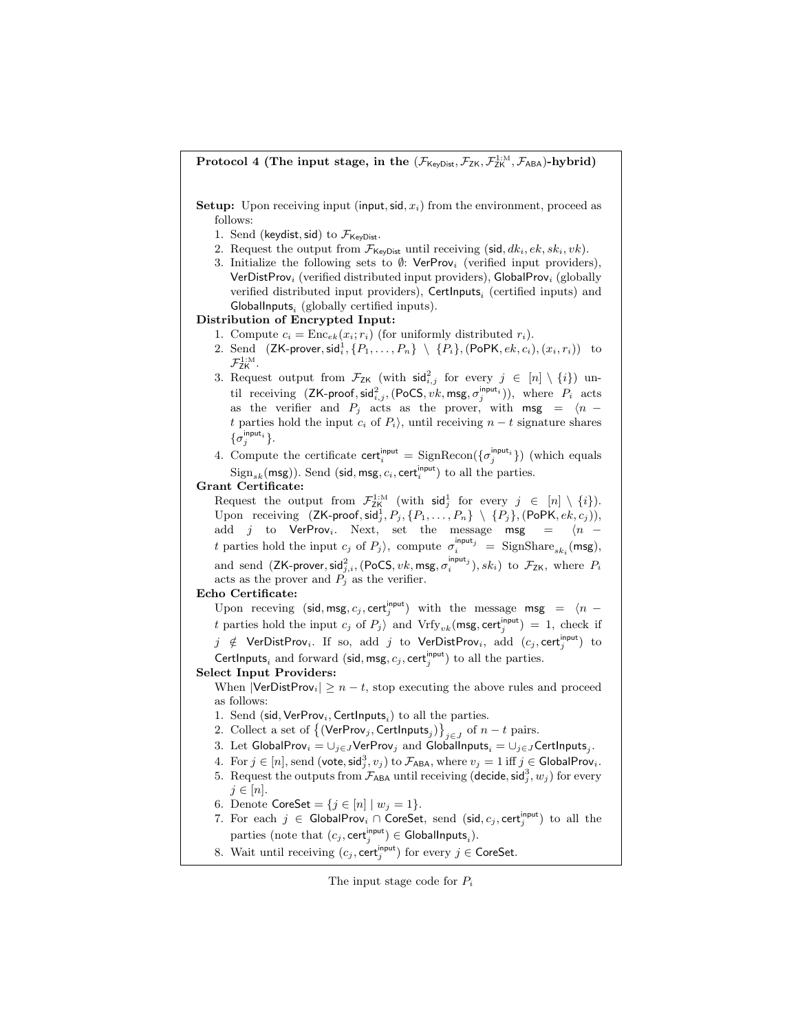**Protocol 4 (The input stage, in the $(\mathcal{F}_{\mathsf{KeyDist}}, \mathcal{F}_{\mathsf{ZK}}, \mathcal{F}_{\mathsf{ZK}}^{1:\mathrm{M}}, \mathcal{F}_{\mathsf{ABA}})$-hybrid)**

**Setup:** Upon receiving input $(\mathsf{input}, \mathsf{sid}, x_i)$ from the environment, proceed as follows:

1. Send $(\mathsf{keydist}, \mathsf{sid})$ to $\mathcal{F}_{\mathsf{KeyDist}}$.
2. Request the output from $\mathcal{F}_{\mathsf{KeyDist}}$ until receiving $(\mathsf{sid}, dk_i, ek, sk_i, vk)$.
3. Initialize the following sets to $\emptyset$: $\mathsf{VerProv}_i$ (verified input providers), $\mathsf{VerDistProv}_i$ (verified distributed input providers), $\mathsf{GlobalProv}_i$ (globally verified distributed input providers), $\mathsf{CertInputs}_i$ (certified inputs) and $\mathsf{GlobalInputs}_i$ (globally certified inputs).

**Distribution of Encrypted Input:**

1. Compute $c_i = \mathrm{Enc}_{ek}(x_i; r_i)$ (for uniformly distributed $r_i$).
2. Send $(\mathsf{ZK\text{-}prover}, \mathsf{sid}^1_i, \{P_1, \ldots, P_n\} \setminus \{P_i\}, (\mathsf{PoPK}, ek, c_i), (x_i, r_i))$ to $\mathcal{F}_{\mathsf{ZK}}^{1:\mathrm{M}}$.
3. Request output from $\mathcal{F}_{\mathsf{ZK}}$ (with $\mathsf{sid}^2_{i,j}$ for every $j \in [n] \setminus \{i\}$) until receiving $(\mathsf{ZK\text{-}proof}, \mathsf{sid}^2_{i,j}, (\mathsf{PoCS}, vk, \mathsf{msg}, \sigma_j^{\mathsf{input}_i}))$, where $P_i$ acts as the verifier and $P_j$ acts as the prover, with $\mathsf{msg} = \langle n - t$ parties hold the input $c_i$ of $P_i\rangle$, until receiving $n-t$ signature shares $\{\sigma_j^{\mathsf{input}_i}\}$.
4. Compute the certificate $\mathsf{cert}_i^{\mathsf{input}} = \mathrm{SignRecon}(\{\sigma_j^{\mathsf{input}_i}\})$ (which equals $\mathrm{Sign}_{sk}(\mathsf{msg})$). Send $(\mathsf{sid}, \mathsf{msg}, c_i, \mathsf{cert}_i^{\mathsf{input}})$ to all the parties.

**Grant Certificate:**

Request the output from $\mathcal{F}_{\mathsf{ZK}}^{1:\mathrm{M}}$ (with $\mathsf{sid}^1_j$ for every $j \in [n] \setminus \{i\}$). Upon receiving $(\mathsf{ZK\text{-}proof}, \mathsf{sid}^1_j, P_j, \{P_1, \ldots, P_n\} \setminus \{P_j\}, (\mathsf{PoPK}, ek, c_j))$, add $j$ to $\mathsf{VerProv}_i$. Next, set the message $\mathsf{msg} = \langle n - t$ parties hold the input $c_j$ of $P_j\rangle$, compute $\sigma_i^{\mathsf{input}_j} = \mathrm{SignShare}_{sk_i}(\mathsf{msg})$, and send $(\mathsf{ZK\text{-}prover}, \mathsf{sid}^2_{j,i}, (\mathsf{PoCS}, vk, \mathsf{msg}, \sigma_i^{\mathsf{input}_j}), sk_i)$ to $\mathcal{F}_{\mathsf{ZK}}$, where $P_i$ acts as the prover and $P_j$ as the verifier.

**Echo Certificate:**

Upon receving $(\mathsf{sid}, \mathsf{msg}, c_j, \mathsf{cert}_j^{\mathsf{input}})$ with the message $\mathsf{msg} = \langle n - t$ parties hold the input $c_j$ of $P_j\rangle$ and $\mathrm{Vrfy}_{vk}(\mathsf{msg}, \mathsf{cert}_j^{\mathsf{input}}) = 1$, check if $j \notin \mathsf{VerDistProv}_i$. If so, add $j$ to $\mathsf{VerDistProv}_i$, add $(c_j, \mathsf{cert}_j^{\mathsf{input}})$ to $\mathsf{CertInputs}_i$ and forward $(\mathsf{sid}, \mathsf{msg}, c_j, \mathsf{cert}_j^{\mathsf{input}})$ to all the parties.

**Select Input Providers:**

When $|\mathsf{VerDistProv}_i| \geq n - t$, stop executing the above rules and proceed as follows:

1. Send $(\mathsf{sid}, \mathsf{VerProv}_i, \mathsf{CertInputs}_i)$ to all the parties.
2. Collect a set of $\{(\mathsf{VerProv}_j, \mathsf{CertInputs}_j)\}_{j \in J}$ of $n-t$ pairs.
3. Let $\mathsf{GlobalProv}_i = \cup_{j \in J} \mathsf{VerProv}_j$ and $\mathsf{GlobalInputs}_i = \cup_{j \in J} \mathsf{CertInputs}_j$.
4. For $j \in [n]$, send $(\mathsf{vote}, \mathsf{sid}^3_j, v_j)$ to $\mathcal{F}_{\mathsf{ABA}}$, where $v_j = 1$ iff $j \in \mathsf{GlobalProv}_i$.
5. Request the outputs from $\mathcal{F}_{\mathsf{ABA}}$ until receiving $(\mathsf{decide}, \mathsf{sid}^3_j, w_j)$ for every $j \in [n]$.
6. Denote $\mathsf{CoreSet} = \{j \in [n] \mid w_j = 1\}$.
7. For each $j \in \mathsf{GlobalProv}_i \cap \mathsf{CoreSet}$, send $(\mathsf{sid}, c_j, \mathsf{cert}_j^{\mathsf{input}})$ to all the parties (note that $(c_j, \mathsf{cert}_j^{\mathsf{input}}) \in \mathsf{GlobalInputs}_i$).
8. Wait until receiving $(c_j, \mathsf{cert}_j^{\mathsf{input}})$ for every $j \in \mathsf{CoreSet}$.

The input stage code for $P_i$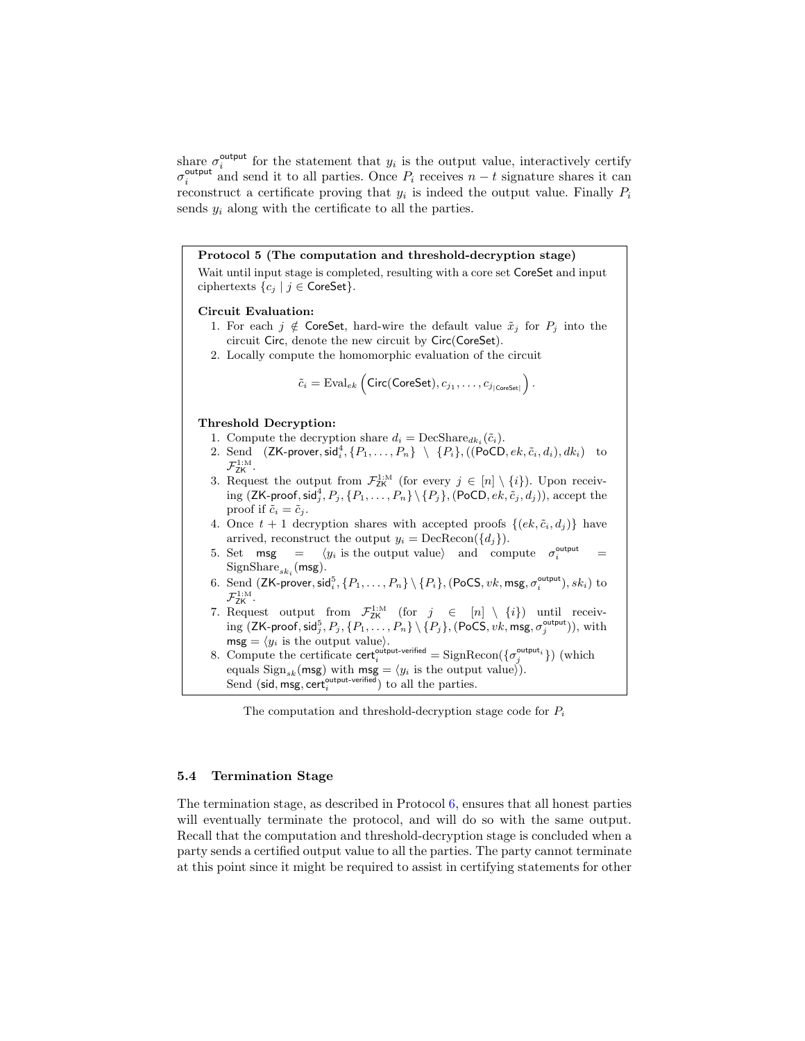share $\sigma_i^{\mathsf{output}}$ for the statement that $y_i$ is the output value, interactively certify $\sigma_i^{\mathsf{output}}$ and send it to all parties. Once $P_i$ receives $n-t$ signature shares it can reconstruct a certificate proving that $y_i$ is indeed the output value. Finally $P_i$ sends $y_i$ along with the certificate to all the parties.

**Protocol 5 (The computation and threshold-decryption stage)**

Wait until input stage is completed, resulting with a core set $\mathsf{CoreSet}$ and input ciphertexts $\{c_j \mid j \in \mathsf{CoreSet}\}$.

**Circuit Evaluation:**

1. For each $j \notin \mathsf{CoreSet}$, hard-wire the default value $\tilde{x}_j$ for $P_j$ into the circuit $\mathsf{Circ}$, denote the new circuit by $\mathsf{Circ}(\mathsf{CoreSet})$.
2. Locally compute the homomorphic evaluation of the circuit

$$\tilde{c}_i = \mathrm{Eval}_{ek}\left(\mathsf{Circ}(\mathsf{CoreSet}), c_{j_1}, \ldots, c_{j_{|\mathsf{CoreSet}|}}\right).$$

**Threshold Decryption:**

1. Compute the decryption share $d_i = \mathrm{DecShare}_{dk_i}(\tilde{c}_i)$.
2. Send $(\mathsf{ZK\text{-}prover}, \mathsf{sid}_i^4, \{P_1, \ldots, P_n\} \setminus \{P_i\}, ((\mathsf{PoCD}, ek, \tilde{c}_i, d_i), dk_i)$ to $\mathcal{F}_{\mathsf{ZK}}^{1:\mathrm{M}}$.
3. Request the output from $\mathcal{F}_{\mathsf{ZK}}^{1:\mathrm{M}}$ (for every $j \in [n] \setminus \{i\}$). Upon receiving $(\mathsf{ZK\text{-}proof}, \mathsf{sid}_j^4, P_j, \{P_1, \ldots, P_n\} \setminus \{P_j\}, (\mathsf{PoCD}, ek, \tilde{c}_j, d_j))$, accept the proof if $\tilde{c}_i = \tilde{c}_j$.
4. Once $t+1$ decryption shares with accepted proofs $\{(ek, \tilde{c}_i, d_j)\}$ have arrived, reconstruct the output $y_i = \mathrm{DecRecon}(\{d_j\})$.
5. Set $\mathsf{msg} = \langle y_i$ is the output value$\rangle$ and compute $\sigma_i^{\mathsf{output}} = \mathrm{SignShare}_{sk_i}(\mathsf{msg})$.
6. Send $(\mathsf{ZK\text{-}prover}, \mathsf{sid}_i^5, \{P_1, \ldots, P_n\} \setminus \{P_i\}, (\mathsf{PoCS}, vk, \mathsf{msg}, \sigma_i^{\mathsf{output}}), sk_i)$ to $\mathcal{F}_{\mathsf{ZK}}^{1:\mathrm{M}}$.
7. Request output from $\mathcal{F}_{\mathsf{ZK}}^{1:\mathrm{M}}$ (for $j \in [n] \setminus \{i\}$) until receiving $(\mathsf{ZK\text{-}proof}, \mathsf{sid}_j^5, P_j, \{P_1, \ldots, P_n\} \setminus \{P_j\}, (\mathsf{PoCS}, vk, \mathsf{msg}, \sigma_j^{\mathsf{output}}))$, with $\mathsf{msg} = \langle y_i$ is the output value$\rangle$.
8. Compute the certificate $\mathsf{cert}_i^{\mathsf{output\text{-}verified}} = \mathrm{SignRecon}(\{\sigma_j^{\mathsf{output}_i}\})$ (which equals $\mathrm{Sign}_{sk}(\mathsf{msg})$ with $\mathsf{msg} = \langle y_i$ is the output value$\rangle$).
   Send $(\mathsf{sid}, \mathsf{msg}, \mathsf{cert}_i^{\mathsf{output\text{-}verified}})$ to all the parties.

The computation and threshold-decryption stage code for $P_i$

### 5.4 Termination Stage

The termination stage, as described in Protocol 6, ensures that all honest parties will eventually terminate the protocol, and will do so with the same output. Recall that the computation and threshold-decryption stage is concluded when a party sends a certified output value to all the parties. The party cannot terminate at this point since it might be required to assist in certifying statements for other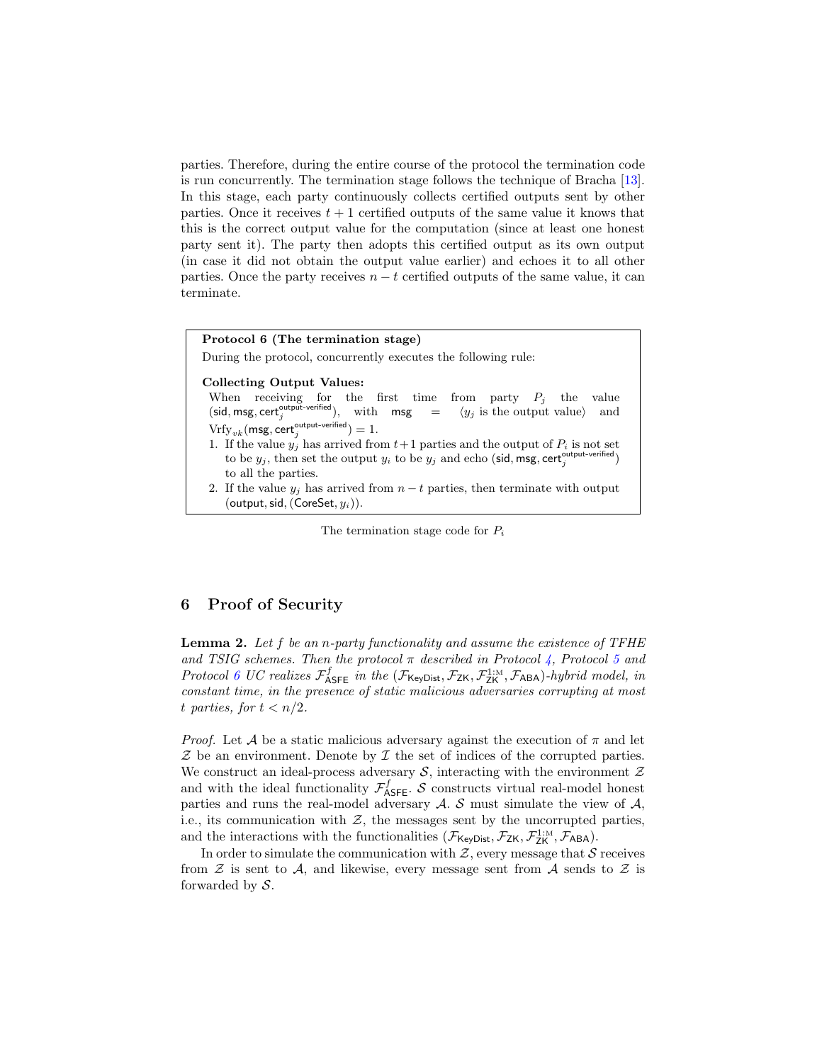parties. Therefore, during the entire course of the protocol the termination code is run concurrently. The termination stage follows the technique of Bracha [13]. In this stage, each party continuously collects certified outputs sent by other parties. Once it receives $t+1$ certified outputs of the same value it knows that this is the correct output value for the computation (since at least one honest party sent it). The party then adopts this certified output as its own output (in case it did not obtain the output value earlier) and echoes it to all other parties. Once the party receives $n-t$ certified outputs of the same value, it can terminate.

**Protocol 6 (The termination stage)**

During the protocol, concurrently executes the following rule:

**Collecting Output Values:**

When receiving for the first time from party $P_j$ the value $(\mathsf{sid}, \mathsf{msg}, \mathsf{cert}_j^{\text{output-verified}})$, with $\mathsf{msg} = \langle y_j \text{ is the output value} \rangle$ and $\mathrm{Vrfy}_{vk}(\mathsf{msg}, \mathsf{cert}_j^{\text{output-verified}}) = 1$.

1. If the value $y_j$ has arrived from $t+1$ parties and the output of $P_i$ is not set to be $y_j$, then set the output $y_i$ to be $y_j$ and echo $(\mathsf{sid}, \mathsf{msg}, \mathsf{cert}_j^{\text{output-verified}})$ to all the parties.
2. If the value $y_j$ has arrived from $n-t$ parties, then terminate with output $(\mathsf{output}, \mathsf{sid}, (\mathsf{CoreSet}, y_i))$.

The termination stage code for $P_i$

## 6 Proof of Security

**Lemma 2.** *Let $f$ be an $n$-party functionality and assume the existence of TFHE and TSIG schemes. Then the protocol $\pi$ described in Protocol 4, Protocol 5 and Protocol 6 UC realizes $\mathcal{F}_{\mathsf{ASFE}}^{f}$ in the $(\mathcal{F}_{\mathsf{KeyDist}}, \mathcal{F}_{\mathsf{ZK}}, \mathcal{F}_{\mathsf{ZK}}^{1:\mathrm{M}}, \mathcal{F}_{\mathsf{ABA}})$-hybrid model, in constant time, in the presence of static malicious adversaries corrupting at most $t$ parties, for $t < n/2$.*

*Proof.* Let $\mathcal{A}$ be a static malicious adversary against the execution of $\pi$ and let $\mathcal{Z}$ be an environment. Denote by $\mathcal{I}$ the set of indices of the corrupted parties. We construct an ideal-process adversary $\mathcal{S}$, interacting with the environment $\mathcal{Z}$ and with the ideal functionality $\mathcal{F}_{\mathsf{ASFE}}^{f}$. $\mathcal{S}$ constructs virtual real-model honest parties and runs the real-model adversary $\mathcal{A}$. $\mathcal{S}$ must simulate the view of $\mathcal{A}$, i.e., its communication with $\mathcal{Z}$, the messages sent by the uncorrupted parties, and the interactions with the functionalities $(\mathcal{F}_{\mathsf{KeyDist}}, \mathcal{F}_{\mathsf{ZK}}, \mathcal{F}_{\mathsf{ZK}}^{1:\mathrm{M}}, \mathcal{F}_{\mathsf{ABA}})$.

In order to simulate the communication with $\mathcal{Z}$, every message that $\mathcal{S}$ receives from $\mathcal{Z}$ is sent to $\mathcal{A}$, and likewise, every message sent from $\mathcal{A}$ sends to $\mathcal{Z}$ is forwarded by $\mathcal{S}$.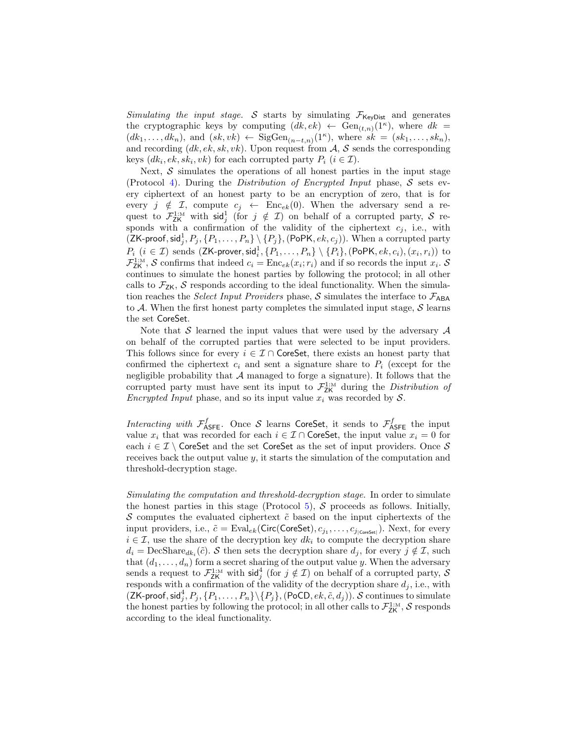*Simulating the input stage.* $\mathcal{S}$ starts by simulating $\mathcal{F}_{\mathsf{KeyDist}}$ and generates the cryptographic keys by computing $(dk, ek) \leftarrow \mathrm{Gen}_{(t,n)}(1^\kappa)$, where $dk = (dk_1, \ldots, dk_n)$, and $(sk, vk) \leftarrow \mathrm{SigGen}_{(n-t,n)}(1^\kappa)$, where $sk = (sk_1, \ldots, sk_n)$, and recording $(dk, ek, sk, vk)$. Upon request from $\mathcal{A}$, $\mathcal{S}$ sends the corresponding keys $(dk_i, ek, sk_i, vk)$ for each corrupted party $P_i$ ($i \in \mathcal{I}$).

Next, $\mathcal{S}$ simulates the operations of all honest parties in the input stage (Protocol 4). During the *Distribution of Encrypted Input* phase, $\mathcal{S}$ sets every ciphertext of an honest party to be an encryption of zero, that is for every $j \notin \mathcal{I}$, compute $c_j \leftarrow \mathrm{Enc}_{ek}(0)$. When the adversary send a request to $\mathcal{F}_{\mathsf{ZK}}^{1:\mathrm{M}}$ with $\mathsf{sid}_j^1$ (for $j \notin \mathcal{I}$) on behalf of a corrupted party, $\mathcal{S}$ responds with a confirmation of the validity of the ciphertext $c_j$, i.e., with $(\mathsf{ZK\text{-}proof}, \mathsf{sid}_j^1, P_j, \{P_1, \ldots, P_n\} \setminus \{P_j\}, (\mathsf{PoPK}, ek, c_j))$. When a corrupted party $P_i$ ($i \in \mathcal{I}$) sends $(\mathsf{ZK\text{-}prover}, \mathsf{sid}_i^1, \{P_1, \ldots, P_n\} \setminus \{P_i\}, (\mathsf{PoPK}, ek, c_i), (x_i, r_i))$ to $\mathcal{F}_{\mathsf{ZK}}^{1:\mathrm{M}}$, $\mathcal{S}$ confirms that indeed $c_i = \mathrm{Enc}_{ek}(x_i; r_i)$ and if so records the input $x_i$. $\mathcal{S}$ continues to simulate the honest parties by following the protocol; in all other calls to $\mathcal{F}_{\mathsf{ZK}}$, $\mathcal{S}$ responds according to the ideal functionality. When the simulation reaches the *Select Input Providers* phase, $\mathcal{S}$ simulates the interface to $\mathcal{F}_{\mathsf{ABA}}$ to $\mathcal{A}$. When the first honest party completes the simulated input stage, $\mathcal{S}$ learns the set $\mathsf{CoreSet}$.

Note that $\mathcal{S}$ learned the input values that were used by the adversary $\mathcal{A}$ on behalf of the corrupted parties that were selected to be input providers. This follows since for every $i \in \mathcal{I} \cap \mathsf{CoreSet}$, there exists an honest party that confirmed the ciphertext $c_i$ and sent a signature share to $P_i$ (except for the negligible probability that $\mathcal{A}$ managed to forge a signature). It follows that the corrupted party must have sent its input to $\mathcal{F}_{\mathsf{ZK}}^{1:\mathrm{M}}$ during the *Distribution of Encrypted Input* phase, and so its input value $x_i$ was recorded by $\mathcal{S}$.

*Interacting with $\mathcal{F}_{\mathsf{ASFE}}^f$.* Once $\mathcal{S}$ learns $\mathsf{CoreSet}$, it sends to $\mathcal{F}_{\mathsf{ASFE}}^f$ the input value $x_i$ that was recorded for each $i \in \mathcal{I} \cap \mathsf{CoreSet}$, the input value $x_i = 0$ for each $i \in \mathcal{I} \setminus \mathsf{CoreSet}$ and the set $\mathsf{CoreSet}$ as the set of input providers. Once $\mathcal{S}$ receives back the output value $y$, it starts the simulation of the computation and threshold-decryption stage.

*Simulating the computation and threshold-decryption stage.* In order to simulate the honest parties in this stage (Protocol 5), $\mathcal{S}$ proceeds as follows. Initially, $\mathcal{S}$ computes the evaluated ciphertext $\tilde{c}$ based on the input ciphertexts of the input providers, i.e., $\tilde{c} = \mathrm{Eval}_{ek}(\mathsf{Circ}(\mathsf{CoreSet}), c_{j_1}, \ldots, c_{j_{|\mathsf{CoreSet}|}})$. Next, for every $i \in \mathcal{I}$, use the share of the decryption key $dk_i$ to compute the decryption share $d_i = \mathrm{DecShare}_{dk_i}(\tilde{c})$. $\mathcal{S}$ then sets the decryption share $d_j$, for every $j \notin \mathcal{I}$, such that $(d_1, \ldots, d_n)$ form a secret sharing of the output value $y$. When the adversary sends a request to $\mathcal{F}_{\mathsf{ZK}}^{1:\mathrm{M}}$ with $\mathsf{sid}_j^4$ (for $j \notin \mathcal{I}$) on behalf of a corrupted party, $\mathcal{S}$ responds with a confirmation of the validity of the decryption share $d_j$, i.e., with $(\mathsf{ZK\text{-}proof}, \mathsf{sid}_j^4, P_j, \{P_1, \ldots, P_n\} \setminus \{P_j\}, (\mathsf{PoCD}, ek, \tilde{c}, d_j))$. $\mathcal{S}$ continues to simulate the honest parties by following the protocol; in all other calls to $\mathcal{F}_{\mathsf{ZK}}^{1:\mathrm{M}}$, $\mathcal{S}$ responds according to the ideal functionality.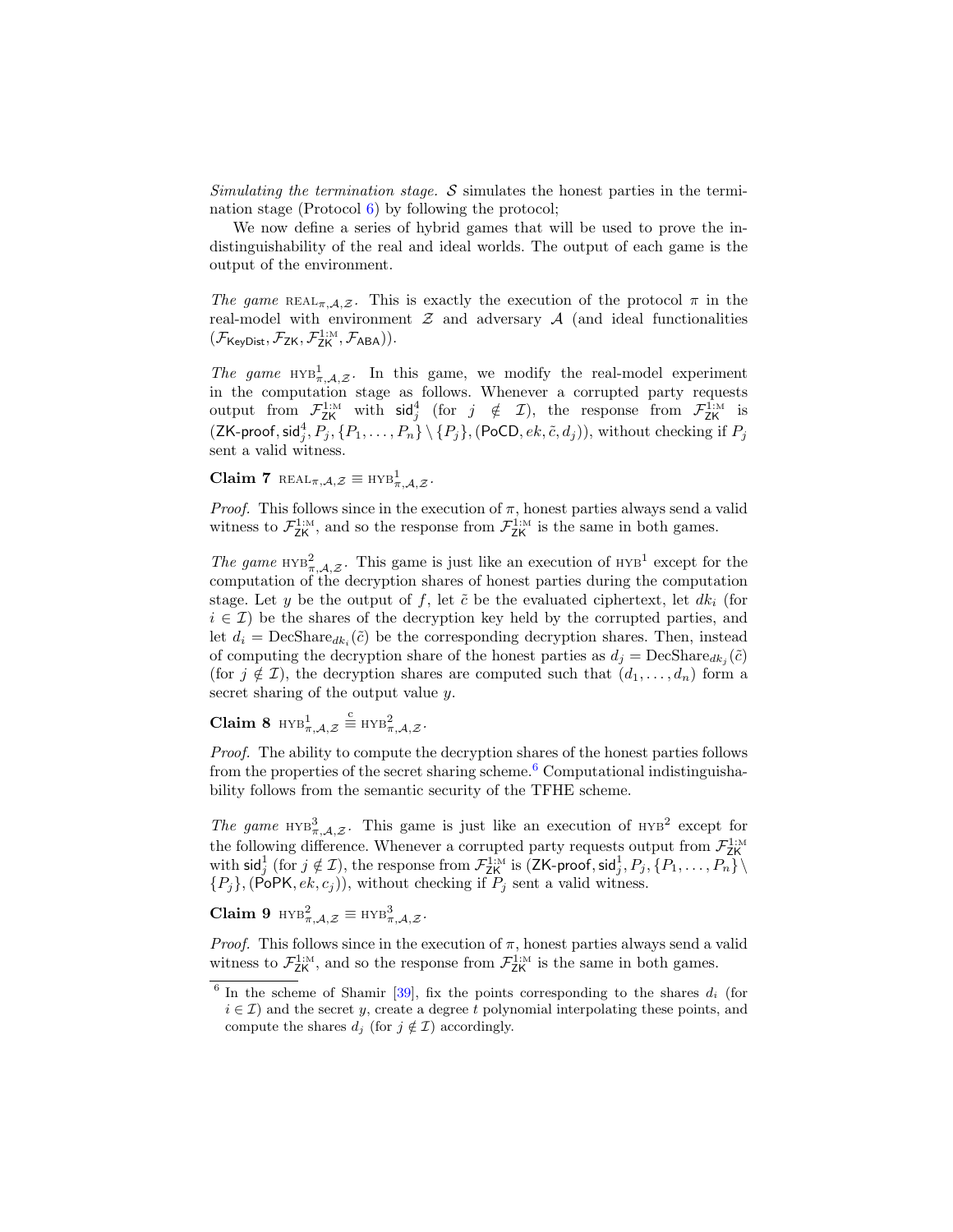*Simulating the termination stage.* $\mathcal{S}$ simulates the honest parties in the termination stage (Protocol 6) by following the protocol;

We now define a series of hybrid games that will be used to prove the indistinguishability of the real and ideal worlds. The output of each game is the output of the environment.

*The game* $\textsc{real}_{\pi,\mathcal{A},\mathcal{Z}}$. This is exactly the execution of the protocol $\pi$ in the real-model with environment $\mathcal{Z}$ and adversary $\mathcal{A}$ (and ideal functionalities $(\mathcal{F}_{\mathsf{KeyDist}}, \mathcal{F}_{\mathsf{ZK}}, \mathcal{F}_{\mathsf{ZK}}^{1:\mathrm{M}}, \mathcal{F}_{\mathsf{ABA}})$).

*The game* $\textsc{hyb}^1_{\pi,\mathcal{A},\mathcal{Z}}$. In this game, we modify the real-model experiment in the computation stage as follows. Whenever a corrupted party requests output from $\mathcal{F}_{\mathsf{ZK}}^{1:\mathrm{M}}$ with $\mathsf{sid}^4_j$ (for $j \notin \mathcal{I}$), the response from $\mathcal{F}_{\mathsf{ZK}}^{1:\mathrm{M}}$ is $(\mathsf{ZK\text{-}proof}, \mathsf{sid}^4_j, P_j, \{P_1, \ldots, P_n\} \setminus \{P_j\}, (\mathsf{PoCD}, ek, \tilde{c}, d_j))$, without checking if $P_j$ sent a valid witness.

**Claim 7** $\textsc{real}_{\pi,\mathcal{A},\mathcal{Z}} \equiv \textsc{hyb}^1_{\pi,\mathcal{A},\mathcal{Z}}$.

*Proof.* This follows since in the execution of $\pi$, honest parties always send a valid witness to $\mathcal{F}_{\mathsf{ZK}}^{1:\mathrm{M}}$, and so the response from $\mathcal{F}_{\mathsf{ZK}}^{1:\mathrm{M}}$ is the same in both games.

*The game* $\textsc{hyb}^2_{\pi,\mathcal{A},\mathcal{Z}}$. This game is just like an execution of $\textsc{hyb}^1$ except for the computation of the decryption shares of honest parties during the computation stage. Let $y$ be the output of $f$, let $\tilde{c}$ be the evaluated ciphertext, let $dk_i$ (for $i \in \mathcal{I}$) be the shares of the decryption key held by the corrupted parties, and let $d_i = \mathrm{DecShare}_{dk_i}(\tilde{c})$ be the corresponding decryption shares. Then, instead of computing the decryption share of the honest parties as $d_j = \mathrm{DecShare}_{dk_j}(\tilde{c})$ (for $j \notin \mathcal{I}$), the decryption shares are computed such that $(d_1, \ldots, d_n)$ form a secret sharing of the output value $y$.

**Claim 8** $\textsc{hyb}^1_{\pi,\mathcal{A},\mathcal{Z}} \stackrel{\mathrm{c}}{\equiv} \textsc{hyb}^2_{\pi,\mathcal{A},\mathcal{Z}}$.

*Proof.* The ability to compute the decryption shares of the honest parties follows from the properties of the secret sharing scheme.[6] Computational indistinguishability follows from the semantic security of the TFHE scheme.

*The game* $\textsc{hyb}^3_{\pi,\mathcal{A},\mathcal{Z}}$. This game is just like an execution of $\textsc{hyb}^2$ except for the following difference. Whenever a corrupted party requests output from $\mathcal{F}_{\mathsf{ZK}}^{1:\mathrm{M}}$ with $\mathsf{sid}^1_j$ (for $j \notin \mathcal{I}$), the response from $\mathcal{F}_{\mathsf{ZK}}^{1:\mathrm{M}}$ is $(\mathsf{ZK\text{-}proof}, \mathsf{sid}^1_j, P_j, \{P_1, \ldots, P_n\} \setminus \{P_j\}, (\mathsf{PoPK}, ek, c_j))$, without checking if $P_j$ sent a valid witness.

**Claim 9** $\textsc{hyb}^2_{\pi,\mathcal{A},\mathcal{Z}} \equiv \textsc{hyb}^3_{\pi,\mathcal{A},\mathcal{Z}}$.

*Proof.* This follows since in the execution of $\pi$, honest parties always send a valid witness to $\mathcal{F}_{\mathsf{ZK}}^{1:\mathrm{M}}$, and so the response from $\mathcal{F}_{\mathsf{ZK}}^{1:\mathrm{M}}$ is the same in both games.

---

[6] In the scheme of Shamir [39], fix the points corresponding to the shares $d_i$ (for $i \in \mathcal{I}$) and the secret $y$, create a degree $t$ polynomial interpolating these points, and compute the shares $d_j$ (for $j \notin \mathcal{I}$) accordingly.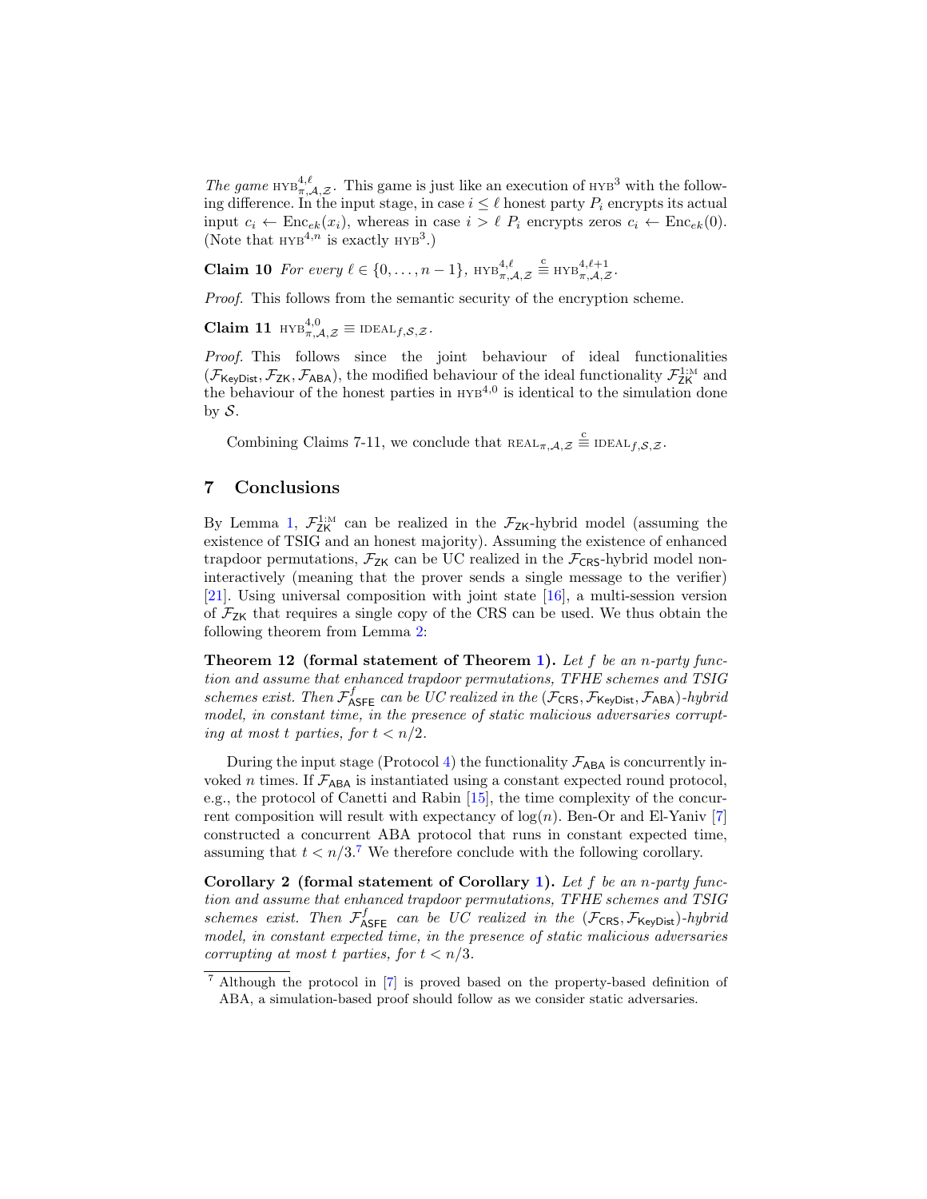*The game* $\text{HYB}^{4,\ell}_{\pi,\mathcal{A},\mathcal{Z}}$. This game is just like an execution of $\text{HYB}^3$ with the following difference. In the input stage, in case $i \leq \ell$ honest party $P_i$ encrypts its actual input $c_i \leftarrow \text{Enc}_{ek}(x_i)$, whereas in case $i > \ell$ $P_i$ encrypts zeros $c_i \leftarrow \text{Enc}_{ek}(0)$. (Note that $\text{HYB}^{4,n}$ is exactly $\text{HYB}^3$.)

**Claim 10** *For every* $\ell \in \{0, \ldots, n-1\}$, $\text{HYB}^{4,\ell}_{\pi,\mathcal{A},\mathcal{Z}} \stackrel{c}{\equiv} \text{HYB}^{4,\ell+1}_{\pi,\mathcal{A},\mathcal{Z}}$.

*Proof.* This follows from the semantic security of the encryption scheme.

**Claim 11** $\text{HYB}^{4,0}_{\pi,\mathcal{A},\mathcal{Z}} \equiv \text{IDEAL}_{f,\mathcal{S},\mathcal{Z}}$.

*Proof.* This follows since the joint behaviour of ideal functionalities $(\mathcal{F}_{\mathsf{KeyDist}}, \mathcal{F}_{\mathsf{ZK}}, \mathcal{F}_{\mathsf{ABA}})$, the modified behaviour of the ideal functionality $\mathcal{F}^{1:\text{M}}_{\mathsf{ZK}}$ and the behaviour of the honest parties in $\text{HYB}^{4,0}$ is identical to the simulation done by $\mathcal{S}$.

Combining Claims 7-11, we conclude that $\text{REAL}_{\pi,\mathcal{A},\mathcal{Z}} \stackrel{c}{\equiv} \text{IDEAL}_{f,\mathcal{S},\mathcal{Z}}$.

## 7 Conclusions

By Lemma 1, $\mathcal{F}^{1:\text{M}}_{\mathsf{ZK}}$ can be realized in the $\mathcal{F}_{\mathsf{ZK}}$-hybrid model (assuming the existence of TSIG and an honest majority). Assuming the existence of enhanced trapdoor permutations, $\mathcal{F}_{\mathsf{ZK}}$ can be UC realized in the $\mathcal{F}_{\mathsf{CRS}}$-hybrid model non-interactively (meaning that the prover sends a single message to the verifier) [21]. Using universal composition with joint state [16], a multi-session version of $\mathcal{F}_{\mathsf{ZK}}$ that requires a single copy of the CRS can be used. We thus obtain the following theorem from Lemma 2:

**Theorem 12 (formal statement of Theorem 1).** *Let $f$ be an $n$-party function and assume that enhanced trapdoor permutations, TFHE schemes and TSIG schemes exist. Then $\mathcal{F}^{f}_{\mathsf{ASFE}}$ can be UC realized in the $(\mathcal{F}_{\mathsf{CRS}}, \mathcal{F}_{\mathsf{KeyDist}}, \mathcal{F}_{\mathsf{ABA}})$-hybrid model, in constant time, in the presence of static malicious adversaries corrupting at most $t$ parties, for $t < n/2$.*

During the input stage (Protocol 4) the functionality $\mathcal{F}_{\mathsf{ABA}}$ is concurrently invoked $n$ times. If $\mathcal{F}_{\mathsf{ABA}}$ is instantiated using a constant expected round protocol, e.g., the protocol of Canetti and Rabin [15], the time complexity of the concurrent composition will result with expectancy of $\log(n)$. Ben-Or and El-Yaniv [7] constructed a concurrent ABA protocol that runs in constant expected time, assuming that $t < n/3$.[7] We therefore conclude with the following corollary.

**Corollary 2 (formal statement of Corollary 1).** *Let $f$ be an $n$-party function and assume that enhanced trapdoor permutations, TFHE schemes and TSIG schemes exist. Then $\mathcal{F}^{f}_{\mathsf{ASFE}}$ can be UC realized in the $(\mathcal{F}_{\mathsf{CRS}}, \mathcal{F}_{\mathsf{KeyDist}})$-hybrid model, in constant expected time, in the presence of static malicious adversaries corrupting at most $t$ parties, for $t < n/3$.*

[7] Although the protocol in [7] is proved based on the property-based definition of ABA, a simulation-based proof should follow as we consider static adversaries.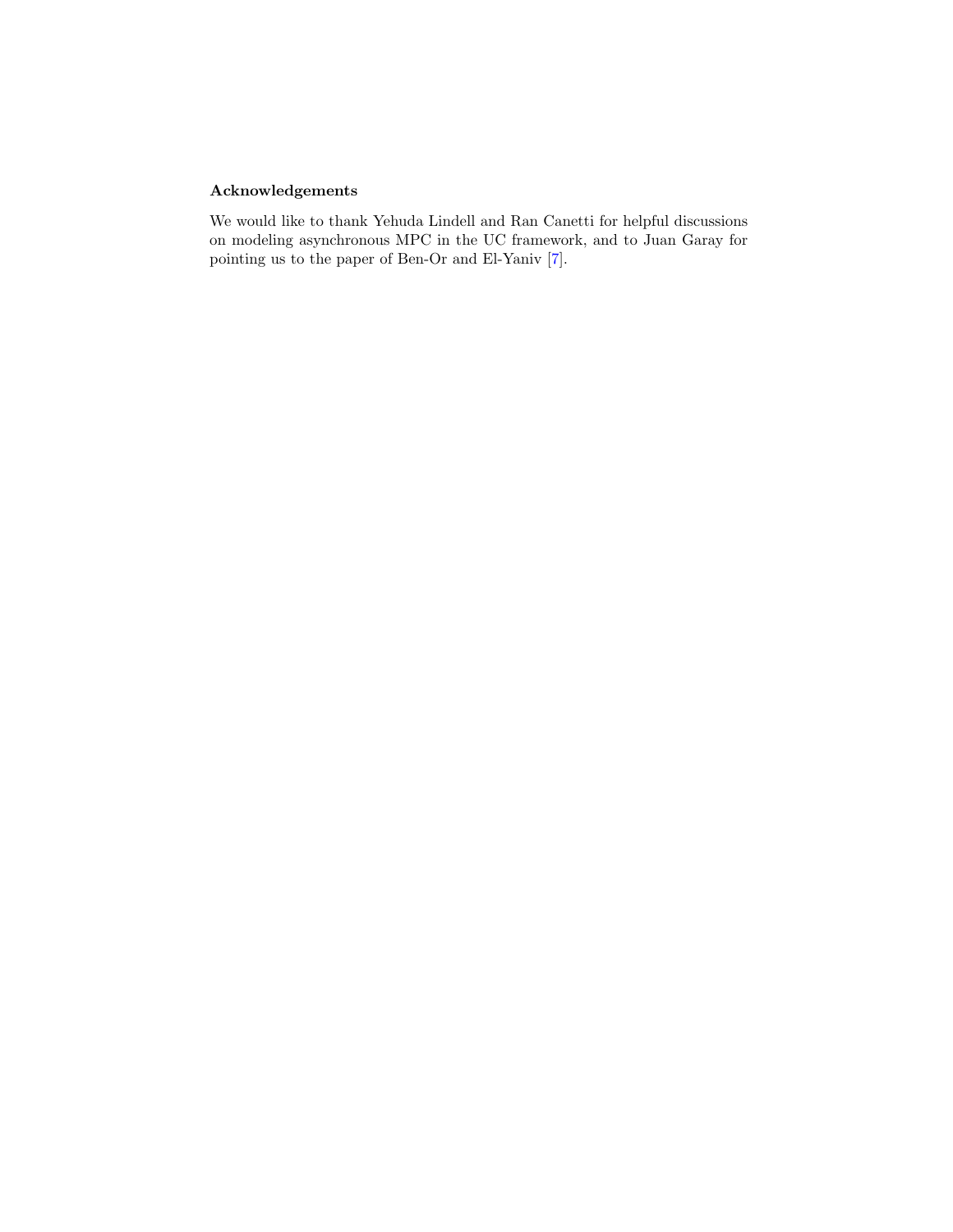### Acknowledgements

We would like to thank Yehuda Lindell and Ran Canetti for helpful discussions on modeling asynchronous MPC in the UC framework, and to Juan Garay for pointing us to the paper of Ben-Or and El-Yaniv [7].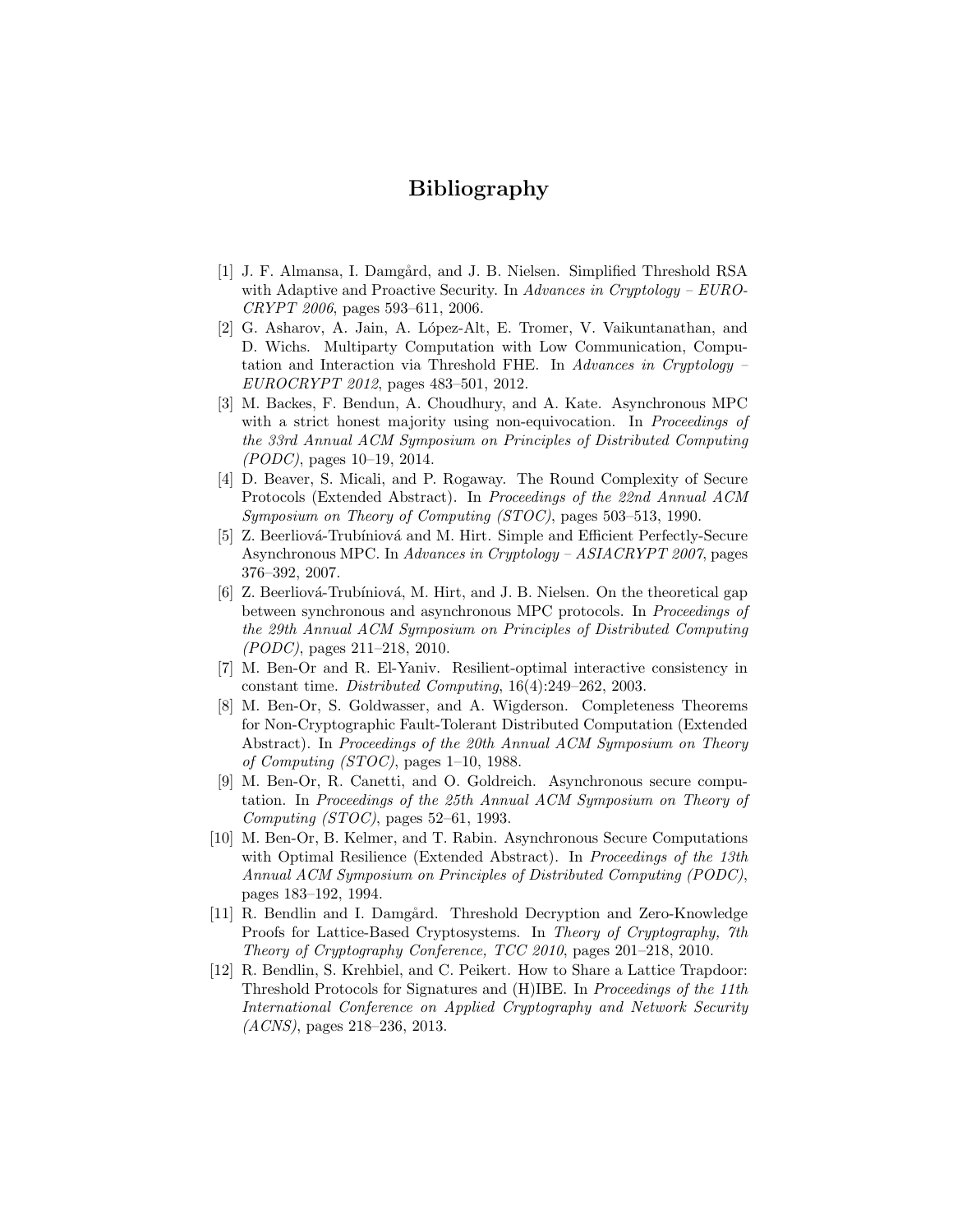# Bibliography

[1] J. F. Almansa, I. Damgård, and J. B. Nielsen. Simplified Threshold RSA with Adaptive and Proactive Security. In *Advances in Cryptology – EUROCRYPT 2006*, pages 593–611, 2006.

[2] G. Asharov, A. Jain, A. López-Alt, E. Tromer, V. Vaikuntanathan, and D. Wichs. Multiparty Computation with Low Communication, Computation and Interaction via Threshold FHE. In *Advances in Cryptology – EUROCRYPT 2012*, pages 483–501, 2012.

[3] M. Backes, F. Bendun, A. Choudhury, and A. Kate. Asynchronous MPC with a strict honest majority using non-equivocation. In *Proceedings of the 33rd Annual ACM Symposium on Principles of Distributed Computing (PODC)*, pages 10–19, 2014.

[4] D. Beaver, S. Micali, and P. Rogaway. The Round Complexity of Secure Protocols (Extended Abstract). In *Proceedings of the 22nd Annual ACM Symposium on Theory of Computing (STOC)*, pages 503–513, 1990.

[5] Z. Beerliová-Trubíniová and M. Hirt. Simple and Efficient Perfectly-Secure Asynchronous MPC. In *Advances in Cryptology – ASIACRYPT 2007*, pages 376–392, 2007.

[6] Z. Beerliová-Trubíniová, M. Hirt, and J. B. Nielsen. On the theoretical gap between synchronous and asynchronous MPC protocols. In *Proceedings of the 29th Annual ACM Symposium on Principles of Distributed Computing (PODC)*, pages 211–218, 2010.

[7] M. Ben-Or and R. El-Yaniv. Resilient-optimal interactive consistency in constant time. *Distributed Computing*, 16(4):249–262, 2003.

[8] M. Ben-Or, S. Goldwasser, and A. Wigderson. Completeness Theorems for Non-Cryptographic Fault-Tolerant Distributed Computation (Extended Abstract). In *Proceedings of the 20th Annual ACM Symposium on Theory of Computing (STOC)*, pages 1–10, 1988.

[9] M. Ben-Or, R. Canetti, and O. Goldreich. Asynchronous secure computation. In *Proceedings of the 25th Annual ACM Symposium on Theory of Computing (STOC)*, pages 52–61, 1993.

[10] M. Ben-Or, B. Kelmer, and T. Rabin. Asynchronous Secure Computations with Optimal Resilience (Extended Abstract). In *Proceedings of the 13th Annual ACM Symposium on Principles of Distributed Computing (PODC)*, pages 183–192, 1994.

[11] R. Bendlin and I. Damgård. Threshold Decryption and Zero-Knowledge Proofs for Lattice-Based Cryptosystems. In *Theory of Cryptography, 7th Theory of Cryptography Conference, TCC 2010*, pages 201–218, 2010.

[12] R. Bendlin, S. Krehbiel, and C. Peikert. How to Share a Lattice Trapdoor: Threshold Protocols for Signatures and (H)IBE. In *Proceedings of the 11th International Conference on Applied Cryptography and Network Security (ACNS)*, pages 218–236, 2013.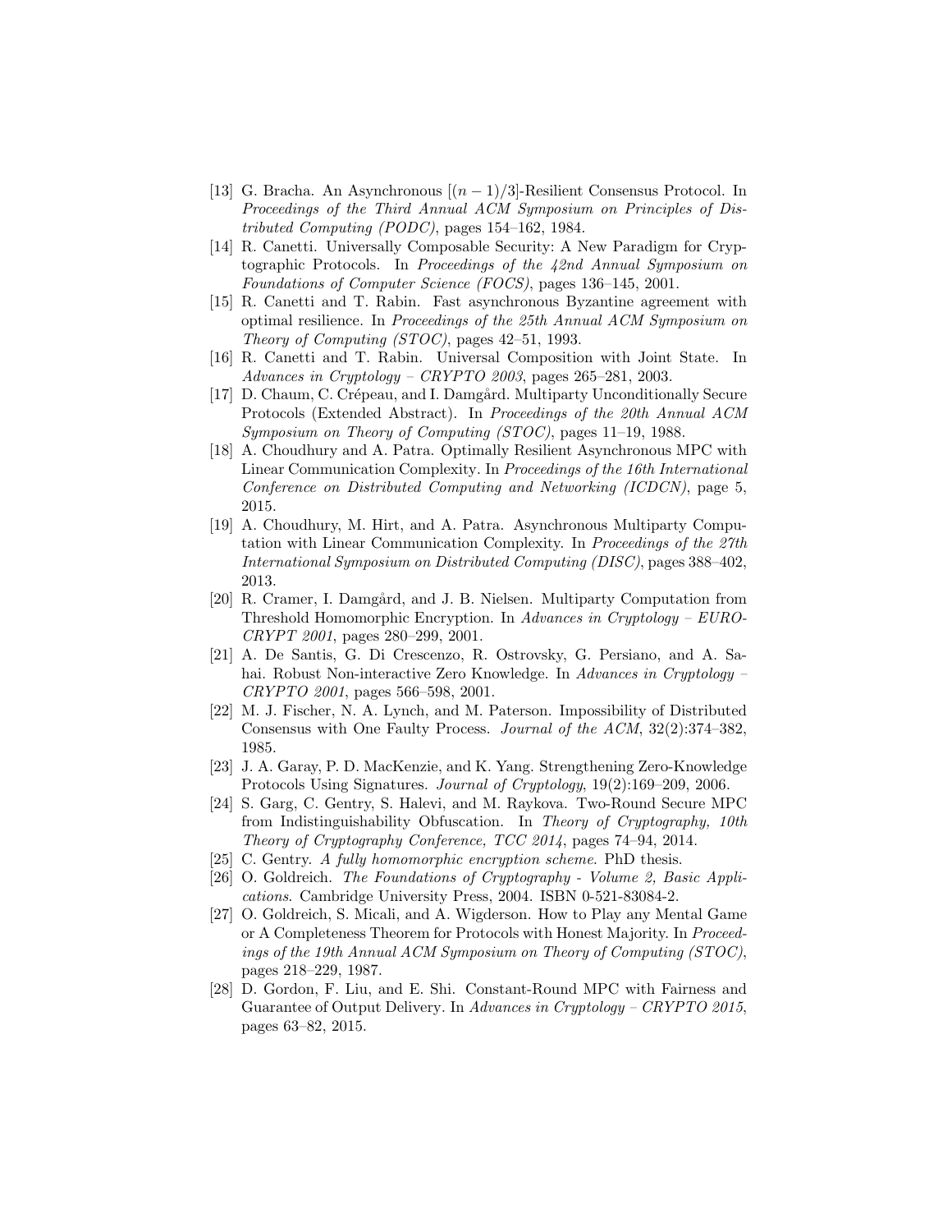- [13] G. Bracha. An Asynchronous $[(n-1)/3]$-Resilient Consensus Protocol. In *Proceedings of the Third Annual ACM Symposium on Principles of Distributed Computing (PODC)*, pages 154–162, 1984.
- [14] R. Canetti. Universally Composable Security: A New Paradigm for Cryptographic Protocols. In *Proceedings of the 42nd Annual Symposium on Foundations of Computer Science (FOCS)*, pages 136–145, 2001.
- [15] R. Canetti and T. Rabin. Fast asynchronous Byzantine agreement with optimal resilience. In *Proceedings of the 25th Annual ACM Symposium on Theory of Computing (STOC)*, pages 42–51, 1993.
- [16] R. Canetti and T. Rabin. Universal Composition with Joint State. In *Advances in Cryptology – CRYPTO 2003*, pages 265–281, 2003.
- [17] D. Chaum, C. Crépeau, and I. Damgård. Multiparty Unconditionally Secure Protocols (Extended Abstract). In *Proceedings of the 20th Annual ACM Symposium on Theory of Computing (STOC)*, pages 11–19, 1988.
- [18] A. Choudhury and A. Patra. Optimally Resilient Asynchronous MPC with Linear Communication Complexity. In *Proceedings of the 16th International Conference on Distributed Computing and Networking (ICDCN)*, page 5, 2015.
- [19] A. Choudhury, M. Hirt, and A. Patra. Asynchronous Multiparty Computation with Linear Communication Complexity. In *Proceedings of the 27th International Symposium on Distributed Computing (DISC)*, pages 388–402, 2013.
- [20] R. Cramer, I. Damgård, and J. B. Nielsen. Multiparty Computation from Threshold Homomorphic Encryption. In *Advances in Cryptology – EUROCRYPT 2001*, pages 280–299, 2001.
- [21] A. De Santis, G. Di Crescenzo, R. Ostrovsky, G. Persiano, and A. Sahai. Robust Non-interactive Zero Knowledge. In *Advances in Cryptology – CRYPTO 2001*, pages 566–598, 2001.
- [22] M. J. Fischer, N. A. Lynch, and M. Paterson. Impossibility of Distributed Consensus with One Faulty Process. *Journal of the ACM*, 32(2):374–382, 1985.
- [23] J. A. Garay, P. D. MacKenzie, and K. Yang. Strengthening Zero-Knowledge Protocols Using Signatures. *Journal of Cryptology*, 19(2):169–209, 2006.
- [24] S. Garg, C. Gentry, S. Halevi, and M. Raykova. Two-Round Secure MPC from Indistinguishability Obfuscation. In *Theory of Cryptography, 10th Theory of Cryptography Conference, TCC 2014*, pages 74–94, 2014.
- [25] C. Gentry. *A fully homomorphic encryption scheme*. PhD thesis.
- [26] O. Goldreich. *The Foundations of Cryptography - Volume 2, Basic Applications*. Cambridge University Press, 2004. ISBN 0-521-83084-2.
- [27] O. Goldreich, S. Micali, and A. Wigderson. How to Play any Mental Game or A Completeness Theorem for Protocols with Honest Majority. In *Proceedings of the 19th Annual ACM Symposium on Theory of Computing (STOC)*, pages 218–229, 1987.
- [28] D. Gordon, F. Liu, and E. Shi. Constant-Round MPC with Fairness and Guarantee of Output Delivery. In *Advances in Cryptology – CRYPTO 2015*, pages 63–82, 2015.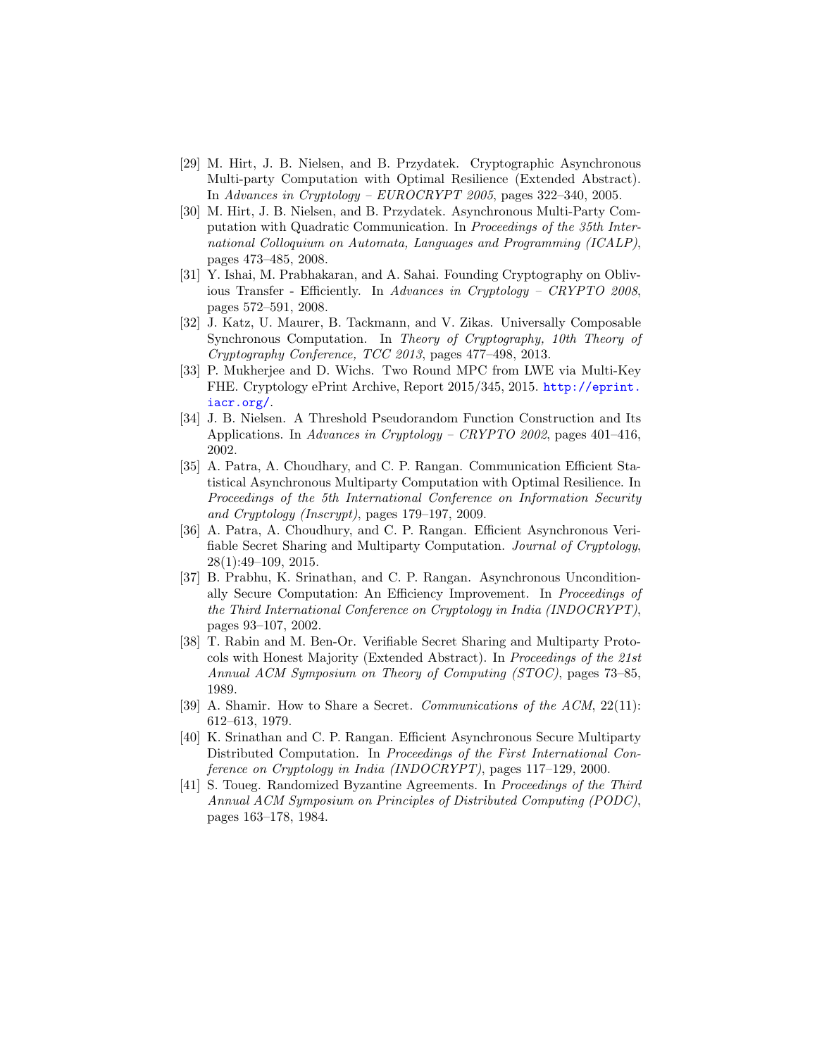[29] M. Hirt, J. B. Nielsen, and B. Przydatek. Cryptographic Asynchronous Multi-party Computation with Optimal Resilience (Extended Abstract). In *Advances in Cryptology – EUROCRYPT 2005*, pages 322–340, 2005.

[30] M. Hirt, J. B. Nielsen, and B. Przydatek. Asynchronous Multi-Party Computation with Quadratic Communication. In *Proceedings of the 35th International Colloquium on Automata, Languages and Programming (ICALP)*, pages 473–485, 2008.

[31] Y. Ishai, M. Prabhakaran, and A. Sahai. Founding Cryptography on Oblivious Transfer - Efficiently. In *Advances in Cryptology – CRYPTO 2008*, pages 572–591, 2008.

[32] J. Katz, U. Maurer, B. Tackmann, and V. Zikas. Universally Composable Synchronous Computation. In *Theory of Cryptography, 10th Theory of Cryptography Conference, TCC 2013*, pages 477–498, 2013.

[33] P. Mukherjee and D. Wichs. Two Round MPC from LWE via Multi-Key FHE. Cryptology ePrint Archive, Report 2015/345, 2015. http://eprint.iacr.org/.

[34] J. B. Nielsen. A Threshold Pseudorandom Function Construction and Its Applications. In *Advances in Cryptology – CRYPTO 2002*, pages 401–416, 2002.

[35] A. Patra, A. Choudhary, and C. P. Rangan. Communication Efficient Statistical Asynchronous Multiparty Computation with Optimal Resilience. In *Proceedings of the 5th International Conference on Information Security and Cryptology (Inscrypt)*, pages 179–197, 2009.

[36] A. Patra, A. Choudhury, and C. P. Rangan. Efficient Asynchronous Verifiable Secret Sharing and Multiparty Computation. *Journal of Cryptology*, 28(1):49–109, 2015.

[37] B. Prabhu, K. Srinathan, and C. P. Rangan. Asynchronous Unconditionally Secure Computation: An Efficiency Improvement. In *Proceedings of the Third International Conference on Cryptology in India (INDOCRYPT)*, pages 93–107, 2002.

[38] T. Rabin and M. Ben-Or. Verifiable Secret Sharing and Multiparty Protocols with Honest Majority (Extended Abstract). In *Proceedings of the 21st Annual ACM Symposium on Theory of Computing (STOC)*, pages 73–85, 1989.

[39] A. Shamir. How to Share a Secret. *Communications of the ACM*, 22(11): 612–613, 1979.

[40] K. Srinathan and C. P. Rangan. Efficient Asynchronous Secure Multiparty Distributed Computation. In *Proceedings of the First International Conference on Cryptology in India (INDOCRYPT)*, pages 117–129, 2000.

[41] S. Toueg. Randomized Byzantine Agreements. In *Proceedings of the Third Annual ACM Symposium on Principles of Distributed Computing (PODC)*, pages 163–178, 1984.